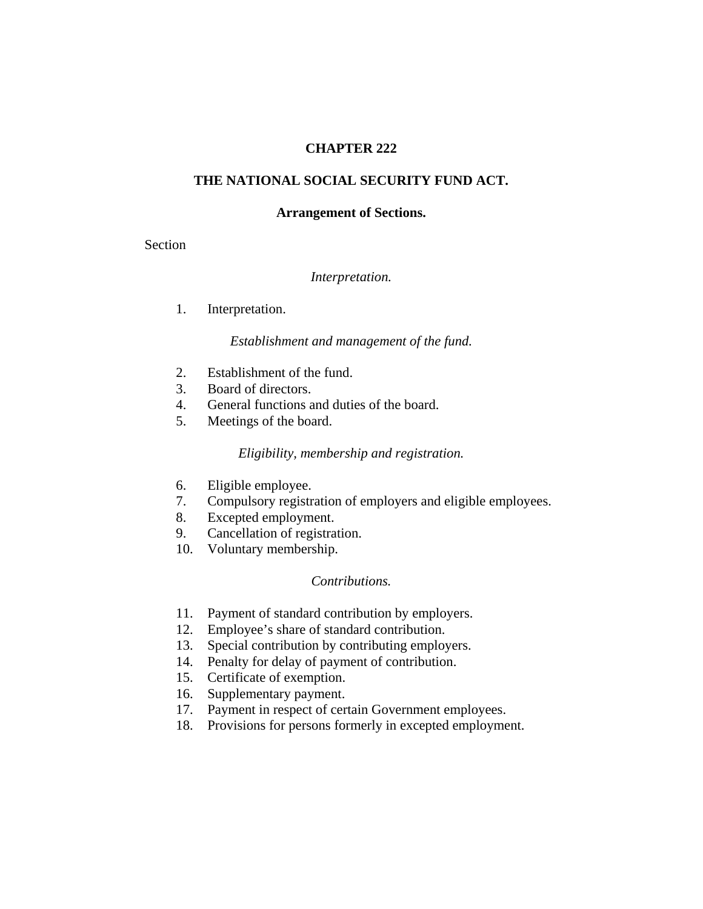# CHAPTER 222

## THE NATIONAL SOCIAL SECURITY FUND ACT.

### Arrangement of Sections.

Section

*Interpretation.*

1. Interpretation.

*Establishment and management of the fund.*

2. Establishment of the fund.
3. Board of directors.
4. General functions and duties of the board.
5. Meetings of the board.

*Eligibility, membership and registration.*

6. Eligible employee.
7. Compulsory registration of employers and eligible employees.
8. Excepted employment.
9. Cancellation of registration.
10. Voluntary membership.

*Contributions.*

11. Payment of standard contribution by employers.
12. Employee's share of standard contribution.
13. Special contribution by contributing employers.
14. Penalty for delay of payment of contribution.
15. Certificate of exemption.
16. Supplementary payment.
17. Payment in respect of certain Government employees.
18. Provisions for persons formerly in excepted employment.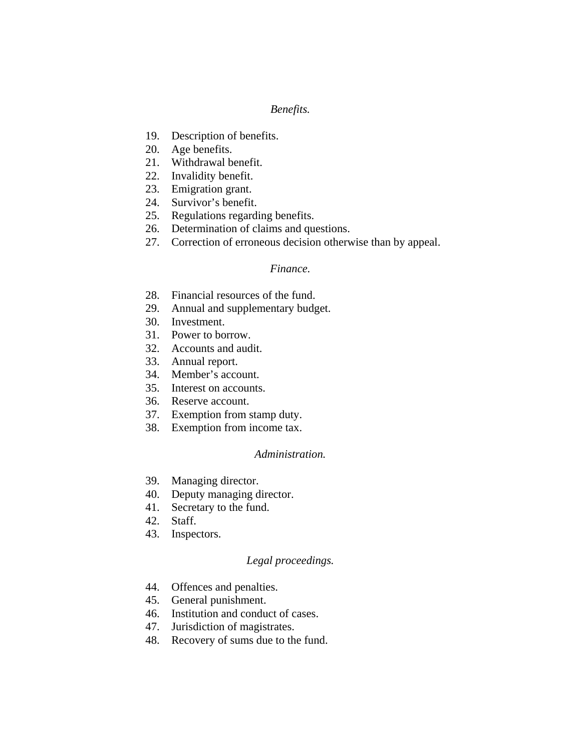*Benefits.*

19. Description of benefits.
20. Age benefits.
21. Withdrawal benefit.
22. Invalidity benefit.
23. Emigration grant.
24. Survivor's benefit.
25. Regulations regarding benefits.
26. Determination of claims and questions.
27. Correction of erroneous decision otherwise than by appeal.

*Finance.*

28. Financial resources of the fund.
29. Annual and supplementary budget.
30. Investment.
31. Power to borrow.
32. Accounts and audit.
33. Annual report.
34. Member's account.
35. Interest on accounts.
36. Reserve account.
37. Exemption from stamp duty.
38. Exemption from income tax.

*Administration.*

39. Managing director.
40. Deputy managing director.
41. Secretary to the fund.
42. Staff.
43. Inspectors.

*Legal proceedings.*

44. Offences and penalties.
45. General punishment.
46. Institution and conduct of cases.
47. Jurisdiction of magistrates.
48. Recovery of sums due to the fund.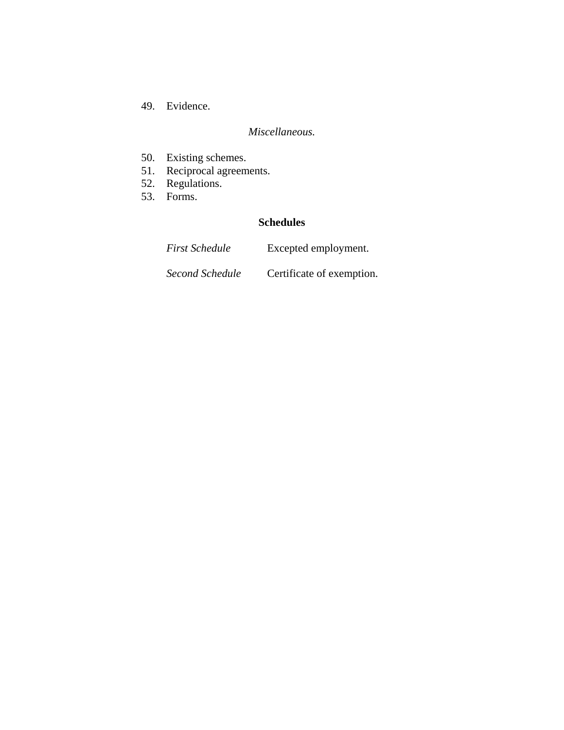49. Evidence.

*Miscellaneous.*

50. Existing schemes.
51. Reciprocal agreements.
52. Regulations.
53. Forms.

**Schedules**

*First Schedule* Excepted employment.

*Second Schedule* Certificate of exemption.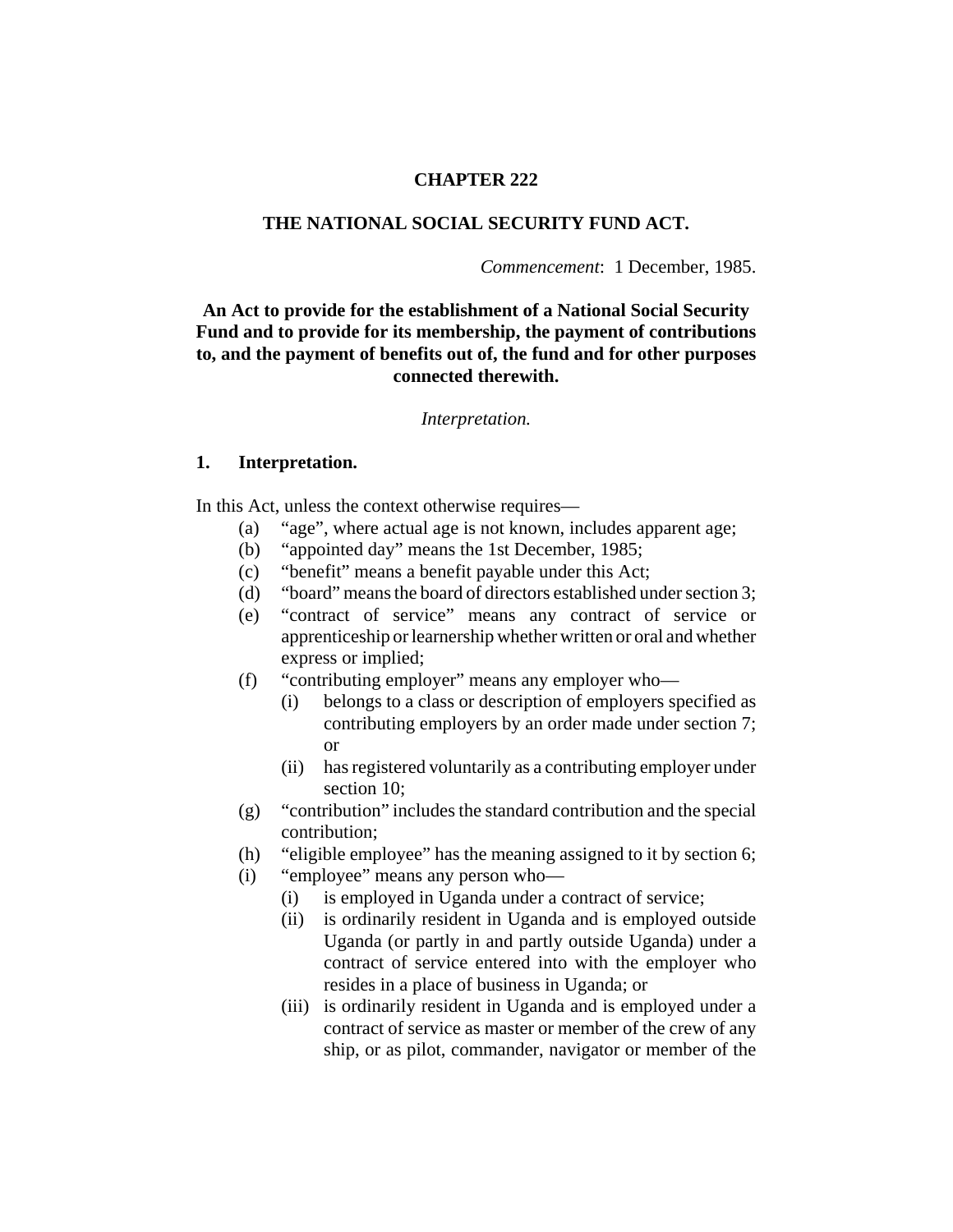# CHAPTER 222

## THE NATIONAL SOCIAL SECURITY FUND ACT.

*Commencement*: 1 December, 1985.

**An Act to provide for the establishment of a National Social Security Fund and to provide for its membership, the payment of contributions to, and the payment of benefits out of, the fund and for other purposes connected therewith.**

*Interpretation.*

### 1. Interpretation.

In this Act, unless the context otherwise requires—

- (a) "age", where actual age is not known, includes apparent age;
- (b) "appointed day" means the 1st December, 1985;
- (c) "benefit" means a benefit payable under this Act;
- (d) "board" means the board of directors established under section 3;
- (e) "contract of service" means any contract of service or apprenticeship or learnership whether written or oral and whether express or implied;
- (f) "contributing employer" means any employer who—
  - (i) belongs to a class or description of employers specified as contributing employers by an order made under section 7; or
  - (ii) has registered voluntarily as a contributing employer under section 10;
- (g) "contribution" includes the standard contribution and the special contribution;
- (h) "eligible employee" has the meaning assigned to it by section 6;
- (i) "employee" means any person who—
  - (i) is employed in Uganda under a contract of service;
  - (ii) is ordinarily resident in Uganda and is employed outside Uganda (or partly in and partly outside Uganda) under a contract of service entered into with the employer who resides in a place of business in Uganda; or
  - (iii) is ordinarily resident in Uganda and is employed under a contract of service as master or member of the crew of any ship, or as pilot, commander, navigator or member of the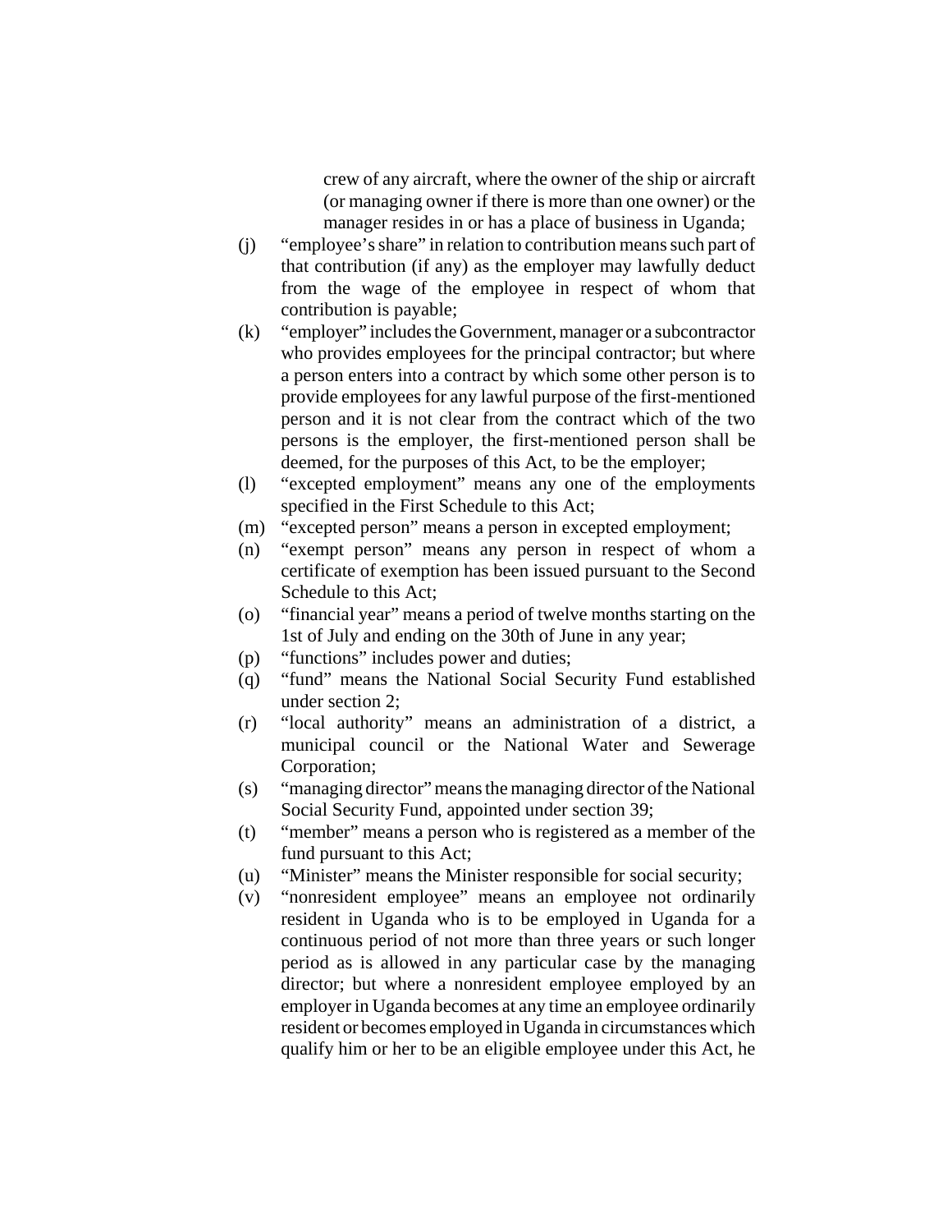crew of any aircraft, where the owner of the ship or aircraft (or managing owner if there is more than one owner) or the manager resides in or has a place of business in Uganda;

(j) "employee's share" in relation to contribution means such part of that contribution (if any) as the employer may lawfully deduct from the wage of the employee in respect of whom that contribution is payable;

(k) "employer" includes the Government, manager or a subcontractor who provides employees for the principal contractor; but where a person enters into a contract by which some other person is to provide employees for any lawful purpose of the first-mentioned person and it is not clear from the contract which of the two persons is the employer, the first-mentioned person shall be deemed, for the purposes of this Act, to be the employer;

(l) "excepted employment" means any one of the employments specified in the First Schedule to this Act;

(m) "excepted person" means a person in excepted employment;

(n) "exempt person" means any person in respect of whom a certificate of exemption has been issued pursuant to the Second Schedule to this Act;

(o) "financial year" means a period of twelve months starting on the 1st of July and ending on the 30th of June in any year;

(p) "functions" includes power and duties;

(q) "fund" means the National Social Security Fund established under section 2;

(r) "local authority" means an administration of a district, a municipal council or the National Water and Sewerage Corporation;

(s) "managing director" means the managing director of the National Social Security Fund, appointed under section 39;

(t) "member" means a person who is registered as a member of the fund pursuant to this Act;

(u) "Minister" means the Minister responsible for social security;

(v) "nonresident employee" means an employee not ordinarily resident in Uganda who is to be employed in Uganda for a continuous period of not more than three years or such longer period as is allowed in any particular case by the managing director; but where a nonresident employee employed by an employer in Uganda becomes at any time an employee ordinarily resident or becomes employed in Uganda in circumstances which qualify him or her to be an eligible employee under this Act, he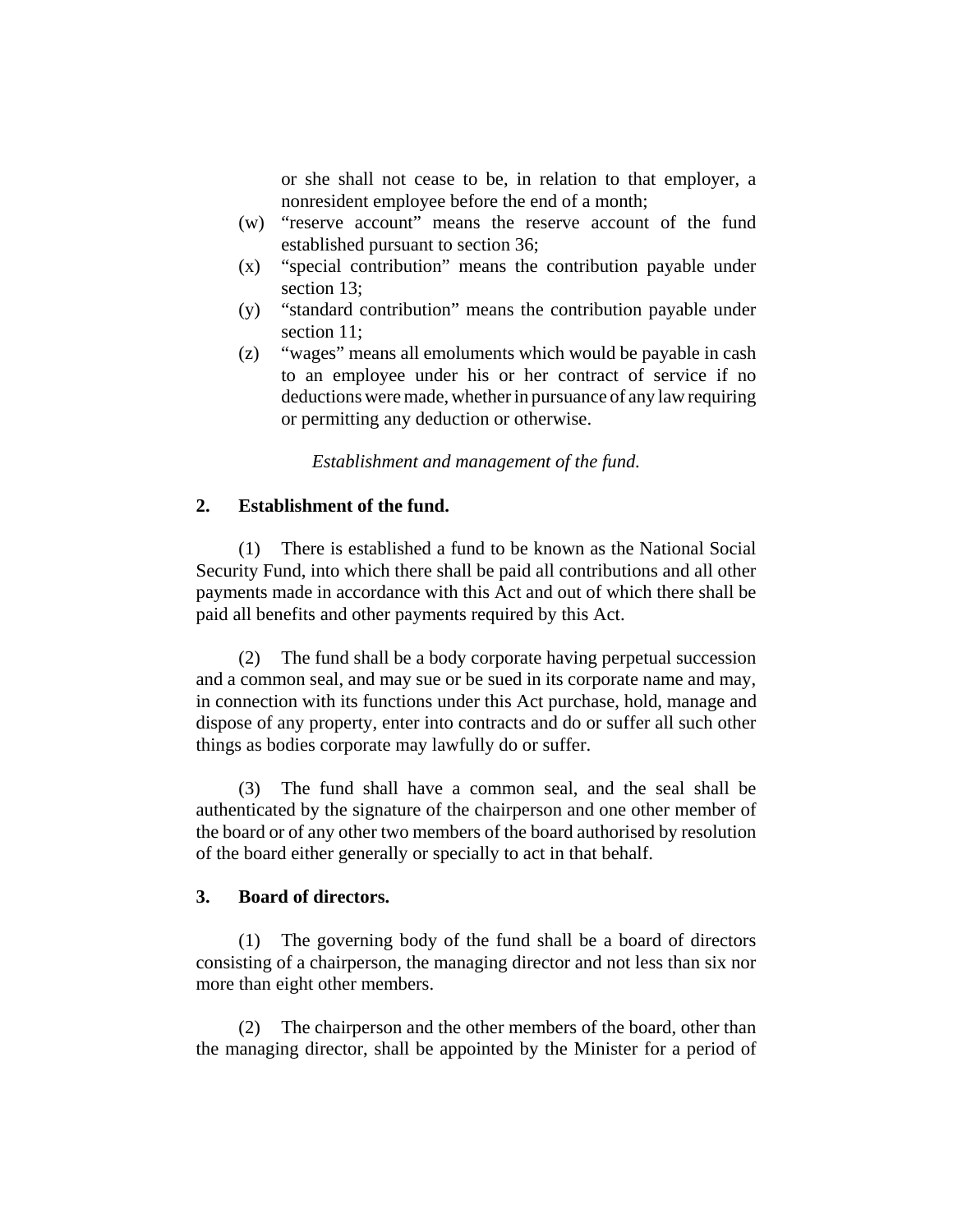or she shall not cease to be, in relation to that employer, a nonresident employee before the end of a month;

(w) "reserve account" means the reserve account of the fund established pursuant to section 36;

(x) "special contribution" means the contribution payable under section 13;

(y) "standard contribution" means the contribution payable under section 11;

(z) "wages" means all emoluments which would be payable in cash to an employee under his or her contract of service if no deductions were made, whether in pursuance of any law requiring or permitting any deduction or otherwise.

*Establishment and management of the fund.*

**2. Establishment of the fund.**

(1) There is established a fund to be known as the National Social Security Fund, into which there shall be paid all contributions and all other payments made in accordance with this Act and out of which there shall be paid all benefits and other payments required by this Act.

(2) The fund shall be a body corporate having perpetual succession and a common seal, and may sue or be sued in its corporate name and may, in connection with its functions under this Act purchase, hold, manage and dispose of any property, enter into contracts and do or suffer all such other things as bodies corporate may lawfully do or suffer.

(3) The fund shall have a common seal, and the seal shall be authenticated by the signature of the chairperson and one other member of the board or of any other two members of the board authorised by resolution of the board either generally or specially to act in that behalf.

**3. Board of directors.**

(1) The governing body of the fund shall be a board of directors consisting of a chairperson, the managing director and not less than six nor more than eight other members.

(2) The chairperson and the other members of the board, other than the managing director, shall be appointed by the Minister for a period of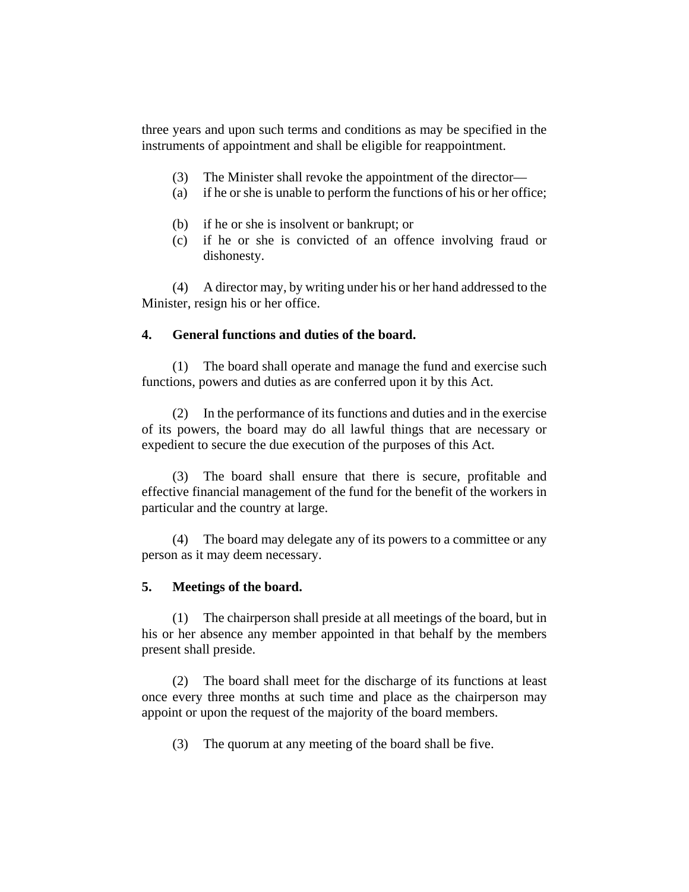three years and upon such terms and conditions as may be specified in the instruments of appointment and shall be eligible for reappointment.

(3) The Minister shall revoke the appointment of the director—

(a) if he or she is unable to perform the functions of his or her office;

(b) if he or she is insolvent or bankrupt; or

(c) if he or she is convicted of an offence involving fraud or dishonesty.

(4) A director may, by writing under his or her hand addressed to the Minister, resign his or her office.

**4. General functions and duties of the board.**

(1) The board shall operate and manage the fund and exercise such functions, powers and duties as are conferred upon it by this Act.

(2) In the performance of its functions and duties and in the exercise of its powers, the board may do all lawful things that are necessary or expedient to secure the due execution of the purposes of this Act.

(3) The board shall ensure that there is secure, profitable and effective financial management of the fund for the benefit of the workers in particular and the country at large.

(4) The board may delegate any of its powers to a committee or any person as it may deem necessary.

**5. Meetings of the board.**

(1) The chairperson shall preside at all meetings of the board, but in his or her absence any member appointed in that behalf by the members present shall preside.

(2) The board shall meet for the discharge of its functions at least once every three months at such time and place as the chairperson may appoint or upon the request of the majority of the board members.

(3) The quorum at any meeting of the board shall be five.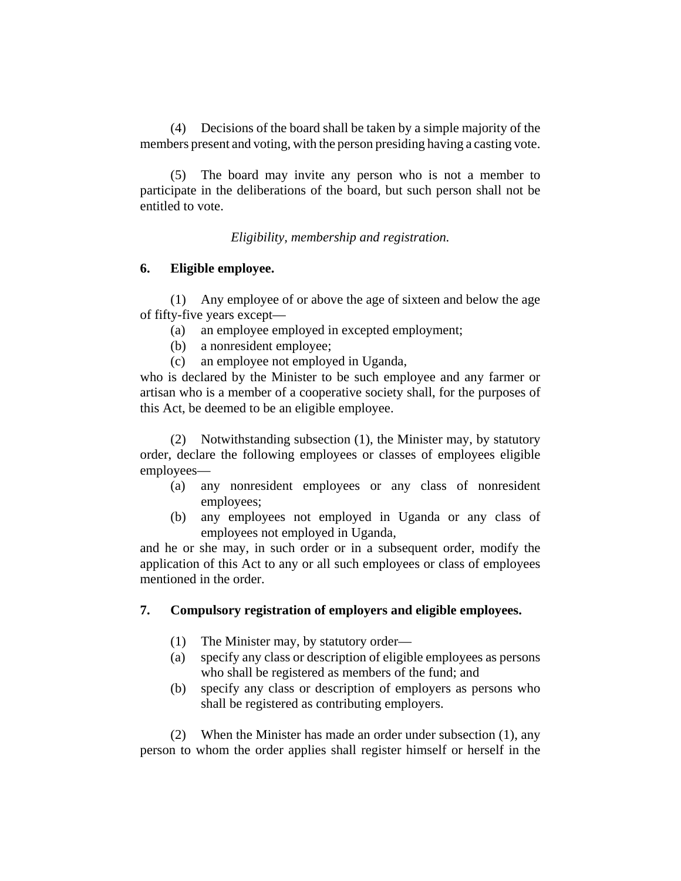(4) Decisions of the board shall be taken by a simple majority of the members present and voting, with the person presiding having a casting vote.

(5) The board may invite any person who is not a member to participate in the deliberations of the board, but such person shall not be entitled to vote.

*Eligibility, membership and registration.*

**6. Eligible employee.**

(1) Any employee of or above the age of sixteen and below the age of fifty-five years except—

(a) an employee employed in excepted employment;

(b) a nonresident employee;

(c) an employee not employed in Uganda,

who is declared by the Minister to be such employee and any farmer or artisan who is a member of a cooperative society shall, for the purposes of this Act, be deemed to be an eligible employee.

(2) Notwithstanding subsection (1), the Minister may, by statutory order, declare the following employees or classes of employees eligible employees—

(a) any nonresident employees or any class of nonresident employees;

(b) any employees not employed in Uganda or any class of employees not employed in Uganda,

and he or she may, in such order or in a subsequent order, modify the application of this Act to any or all such employees or class of employees mentioned in the order.

**7. Compulsory registration of employers and eligible employees.**

(1) The Minister may, by statutory order—

(a) specify any class or description of eligible employees as persons who shall be registered as members of the fund; and

(b) specify any class or description of employers as persons who shall be registered as contributing employers.

(2) When the Minister has made an order under subsection (1), any person to whom the order applies shall register himself or herself in the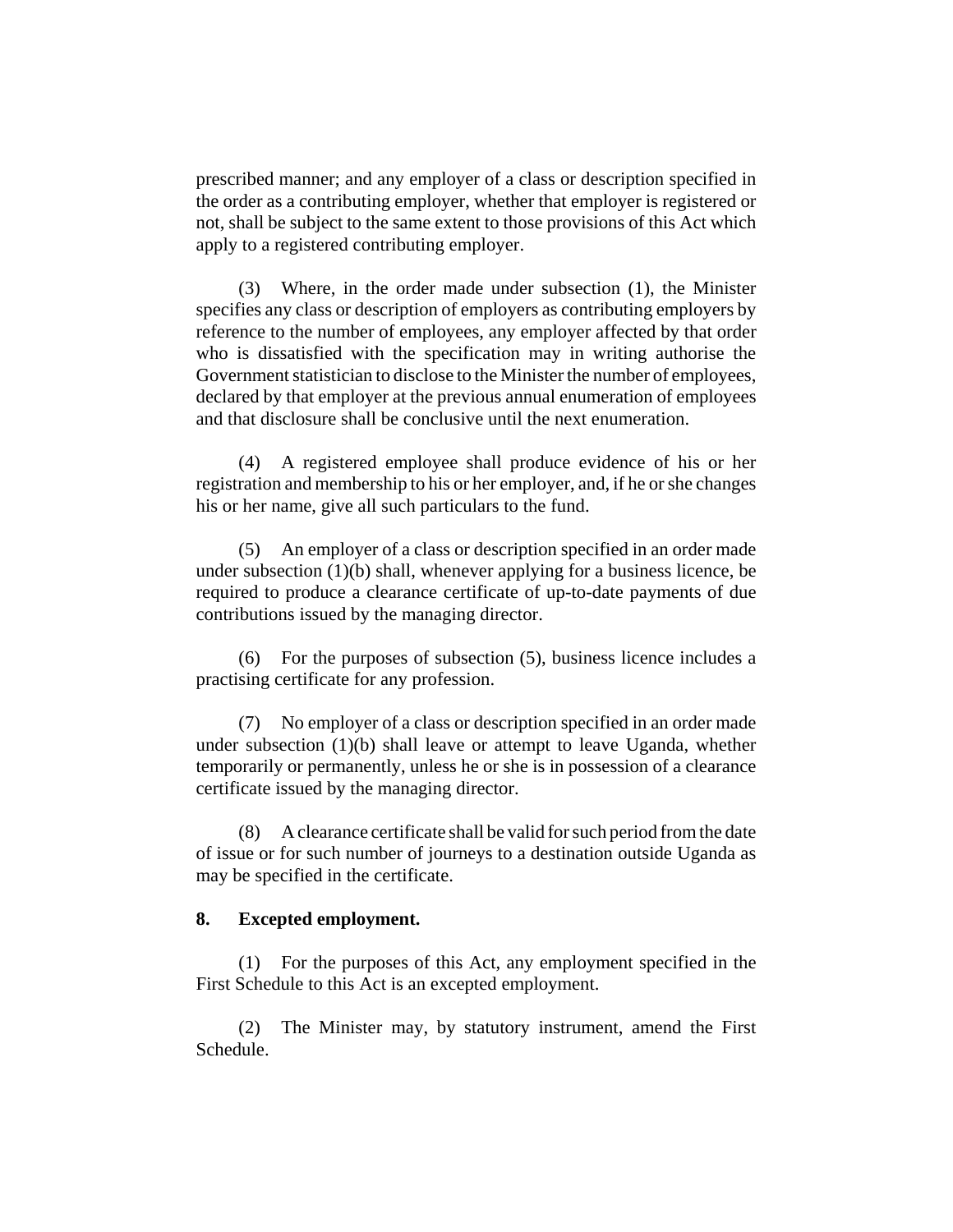prescribed manner; and any employer of a class or description specified in the order as a contributing employer, whether that employer is registered or not, shall be subject to the same extent to those provisions of this Act which apply to a registered contributing employer.

(3) Where, in the order made under subsection (1), the Minister specifies any class or description of employers as contributing employers by reference to the number of employees, any employer affected by that order who is dissatisfied with the specification may in writing authorise the Government statistician to disclose to the Minister the number of employees, declared by that employer at the previous annual enumeration of employees and that disclosure shall be conclusive until the next enumeration.

(4) A registered employee shall produce evidence of his or her registration and membership to his or her employer, and, if he or she changes his or her name, give all such particulars to the fund.

(5) An employer of a class or description specified in an order made under subsection (1)(b) shall, whenever applying for a business licence, be required to produce a clearance certificate of up-to-date payments of due contributions issued by the managing director.

(6) For the purposes of subsection (5), business licence includes a practising certificate for any profession.

(7) No employer of a class or description specified in an order made under subsection (1)(b) shall leave or attempt to leave Uganda, whether temporarily or permanently, unless he or she is in possession of a clearance certificate issued by the managing director.

(8) A clearance certificate shall be valid for such period from the date of issue or for such number of journeys to a destination outside Uganda as may be specified in the certificate.

**8. Excepted employment.**

(1) For the purposes of this Act, any employment specified in the First Schedule to this Act is an excepted employment.

(2) The Minister may, by statutory instrument, amend the First Schedule.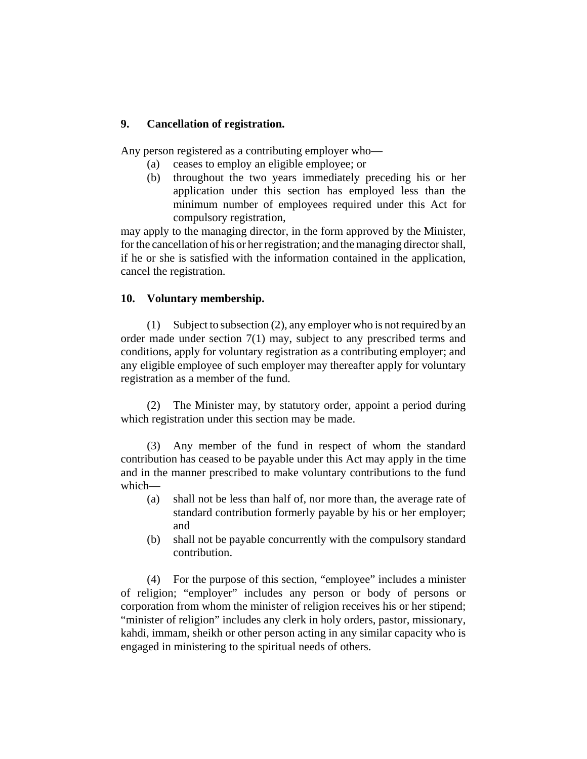## 9. Cancellation of registration.

Any person registered as a contributing employer who—

(a) ceases to employ an eligible employee; or

(b) throughout the two years immediately preceding his or her application under this section has employed less than the minimum number of employees required under this Act for compulsory registration,

may apply to the managing director, in the form approved by the Minister, for the cancellation of his or her registration; and the managing director shall, if he or she is satisfied with the information contained in the application, cancel the registration.

## 10. Voluntary membership.

(1) Subject to subsection (2), any employer who is not required by an order made under section 7(1) may, subject to any prescribed terms and conditions, apply for voluntary registration as a contributing employer; and any eligible employee of such employer may thereafter apply for voluntary registration as a member of the fund.

(2) The Minister may, by statutory order, appoint a period during which registration under this section may be made.

(3) Any member of the fund in respect of whom the standard contribution has ceased to be payable under this Act may apply in the time and in the manner prescribed to make voluntary contributions to the fund which—

(a) shall not be less than half of, nor more than, the average rate of standard contribution formerly payable by his or her employer; and

(b) shall not be payable concurrently with the compulsory standard contribution.

(4) For the purpose of this section, "employee" includes a minister of religion; "employer" includes any person or body of persons or corporation from whom the minister of religion receives his or her stipend; "minister of religion" includes any clerk in holy orders, pastor, missionary, kahdi, immam, sheikh or other person acting in any similar capacity who is engaged in ministering to the spiritual needs of others.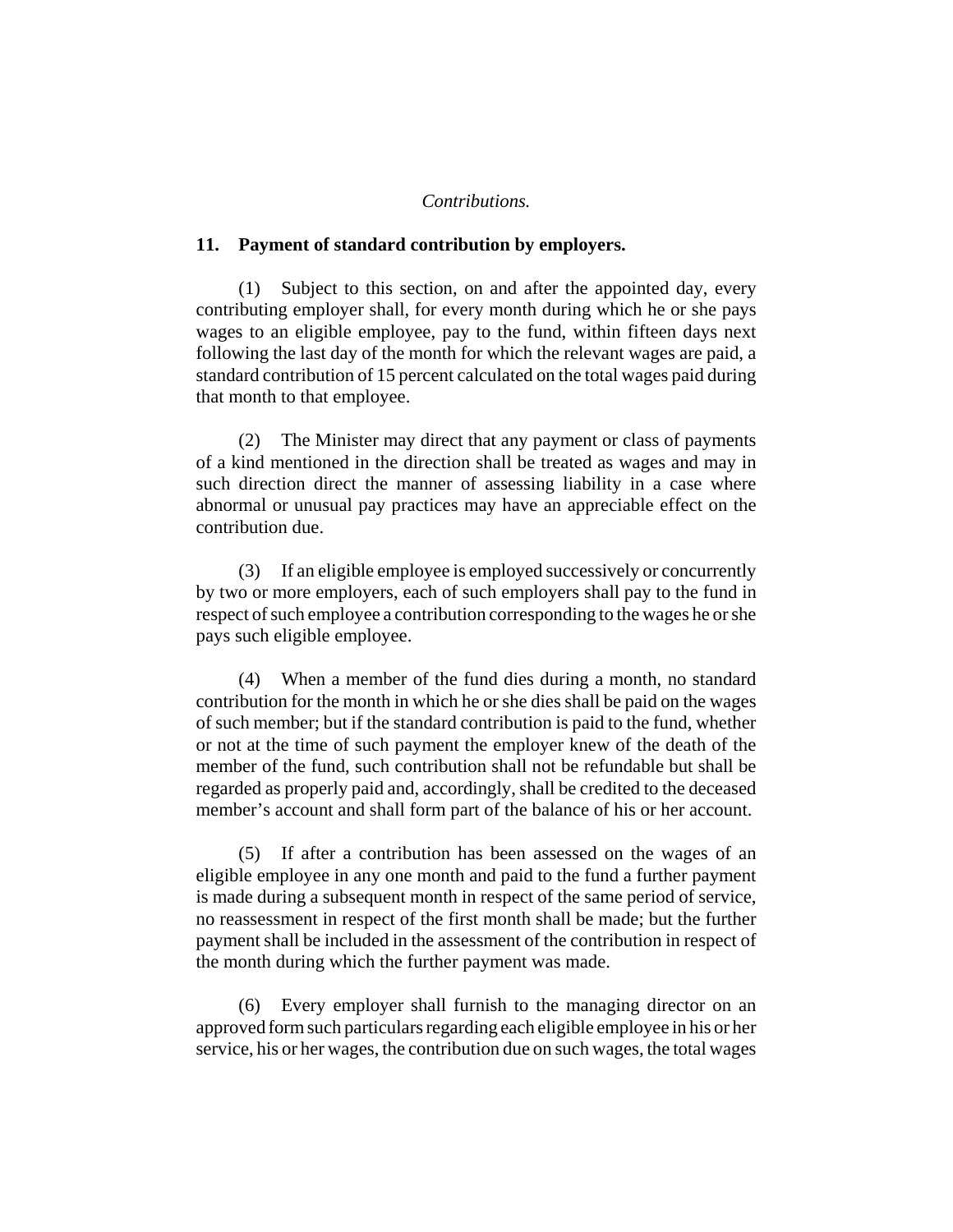*Contributions.*

## 11. Payment of standard contribution by employers.

(1) Subject to this section, on and after the appointed day, every contributing employer shall, for every month during which he or she pays wages to an eligible employee, pay to the fund, within fifteen days next following the last day of the month for which the relevant wages are paid, a standard contribution of 15 percent calculated on the total wages paid during that month to that employee.

(2) The Minister may direct that any payment or class of payments of a kind mentioned in the direction shall be treated as wages and may in such direction direct the manner of assessing liability in a case where abnormal or unusual pay practices may have an appreciable effect on the contribution due.

(3) If an eligible employee is employed successively or concurrently by two or more employers, each of such employers shall pay to the fund in respect of such employee a contribution corresponding to the wages he or she pays such eligible employee.

(4) When a member of the fund dies during a month, no standard contribution for the month in which he or she dies shall be paid on the wages of such member; but if the standard contribution is paid to the fund, whether or not at the time of such payment the employer knew of the death of the member of the fund, such contribution shall not be refundable but shall be regarded as properly paid and, accordingly, shall be credited to the deceased member's account and shall form part of the balance of his or her account.

(5) If after a contribution has been assessed on the wages of an eligible employee in any one month and paid to the fund a further payment is made during a subsequent month in respect of the same period of service, no reassessment in respect of the first month shall be made; but the further payment shall be included in the assessment of the contribution in respect of the month during which the further payment was made.

(6) Every employer shall furnish to the managing director on an approved form such particulars regarding each eligible employee in his or her service, his or her wages, the contribution due on such wages, the total wages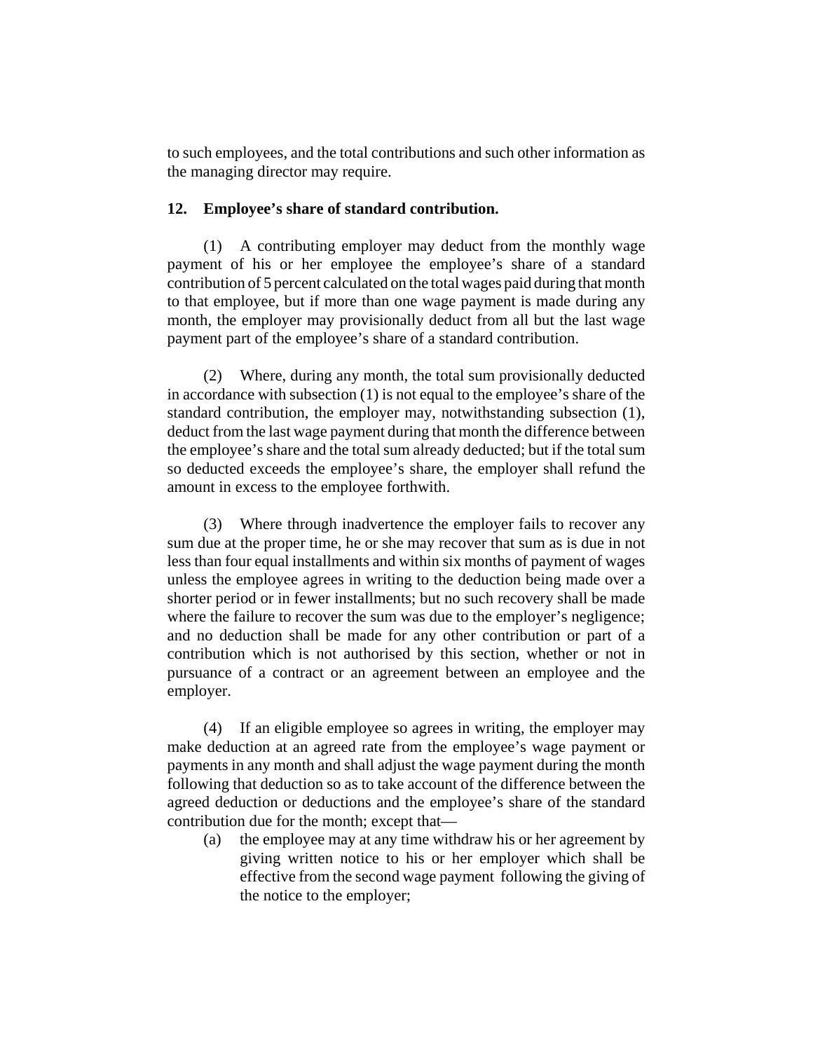to such employees, and the total contributions and such other information as the managing director may require.

**12. Employee's share of standard contribution.**

(1) A contributing employer may deduct from the monthly wage payment of his or her employee the employee's share of a standard contribution of 5 percent calculated on the total wages paid during that month to that employee, but if more than one wage payment is made during any month, the employer may provisionally deduct from all but the last wage payment part of the employee's share of a standard contribution.

(2) Where, during any month, the total sum provisionally deducted in accordance with subsection (1) is not equal to the employee's share of the standard contribution, the employer may, notwithstanding subsection (1), deduct from the last wage payment during that month the difference between the employee's share and the total sum already deducted; but if the total sum so deducted exceeds the employee's share, the employer shall refund the amount in excess to the employee forthwith.

(3) Where through inadvertence the employer fails to recover any sum due at the proper time, he or she may recover that sum as is due in not less than four equal installments and within six months of payment of wages unless the employee agrees in writing to the deduction being made over a shorter period or in fewer installments; but no such recovery shall be made where the failure to recover the sum was due to the employer's negligence; and no deduction shall be made for any other contribution or part of a contribution which is not authorised by this section, whether or not in pursuance of a contract or an agreement between an employee and the employer.

(4) If an eligible employee so agrees in writing, the employer may make deduction at an agreed rate from the employee's wage payment or payments in any month and shall adjust the wage payment during the month following that deduction so as to take account of the difference between the agreed deduction or deductions and the employee's share of the standard contribution due for the month; except that—

(a) the employee may at any time withdraw his or her agreement by giving written notice to his or her employer which shall be effective from the second wage payment following the giving of the notice to the employer;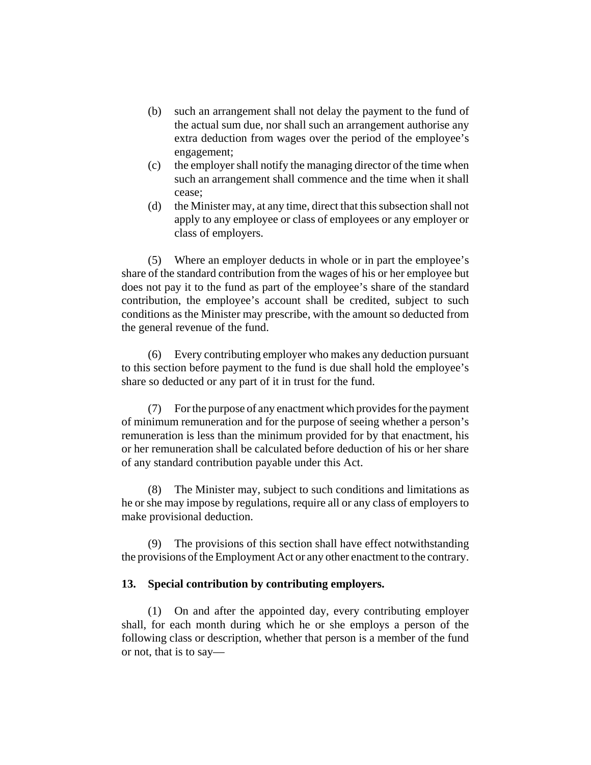(b) such an arrangement shall not delay the payment to the fund of the actual sum due, nor shall such an arrangement authorise any extra deduction from wages over the period of the employee's engagement;

(c) the employer shall notify the managing director of the time when such an arrangement shall commence and the time when it shall cease;

(d) the Minister may, at any time, direct that this subsection shall not apply to any employee or class of employees or any employer or class of employers.

(5) Where an employer deducts in whole or in part the employee's share of the standard contribution from the wages of his or her employee but does not pay it to the fund as part of the employee's share of the standard contribution, the employee's account shall be credited, subject to such conditions as the Minister may prescribe, with the amount so deducted from the general revenue of the fund.

(6) Every contributing employer who makes any deduction pursuant to this section before payment to the fund is due shall hold the employee's share so deducted or any part of it in trust for the fund.

(7) For the purpose of any enactment which provides for the payment of minimum remuneration and for the purpose of seeing whether a person's remuneration is less than the minimum provided for by that enactment, his or her remuneration shall be calculated before deduction of his or her share of any standard contribution payable under this Act.

(8) The Minister may, subject to such conditions and limitations as he or she may impose by regulations, require all or any class of employers to make provisional deduction.

(9) The provisions of this section shall have effect notwithstanding the provisions of the Employment Act or any other enactment to the contrary.

**13. Special contribution by contributing employers.**

(1) On and after the appointed day, every contributing employer shall, for each month during which he or she employs a person of the following class or description, whether that person is a member of the fund or not, that is to say—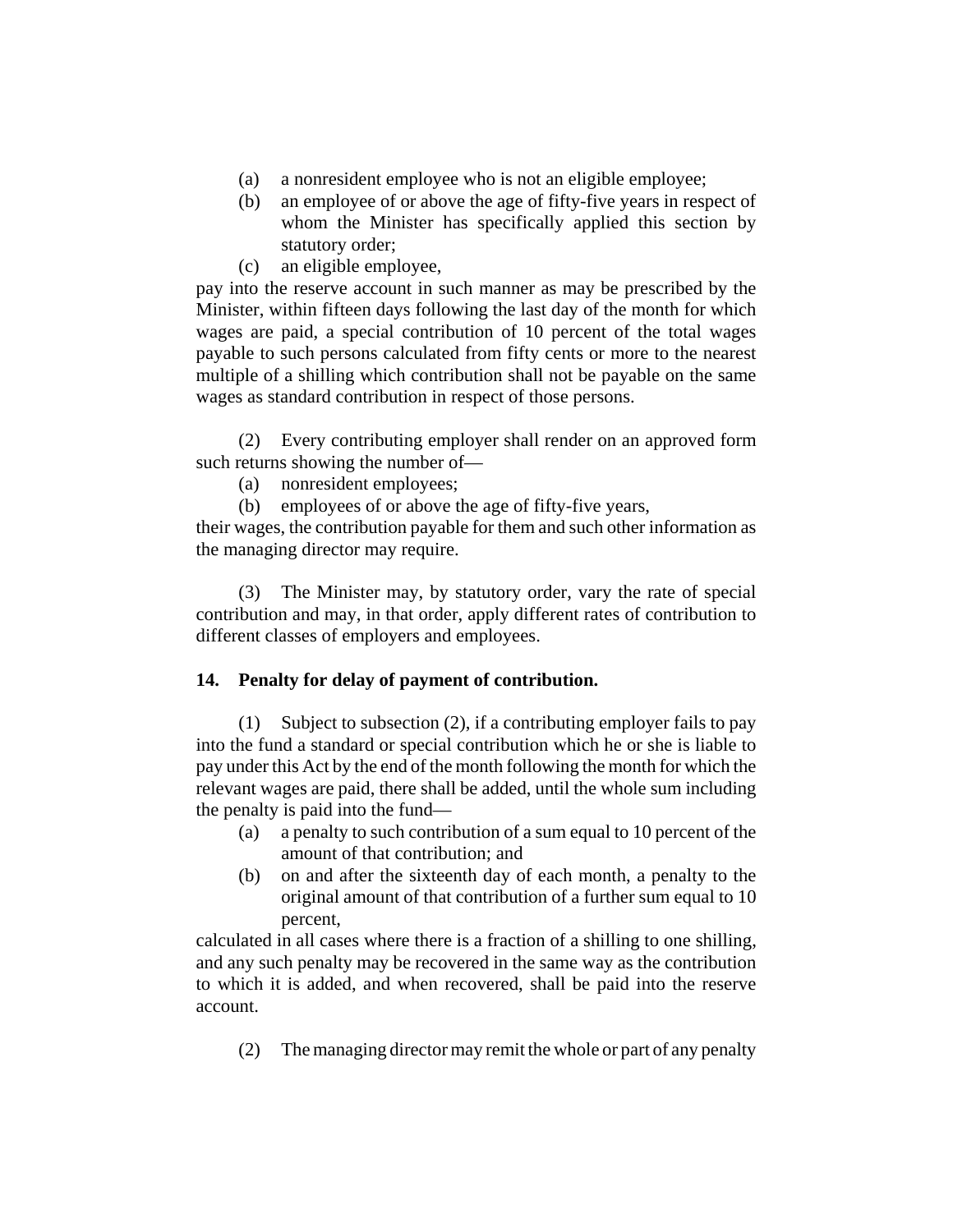(a) a nonresident employee who is not an eligible employee;

(b) an employee of or above the age of fifty-five years in respect of whom the Minister has specifically applied this section by statutory order;

(c) an eligible employee,

pay into the reserve account in such manner as may be prescribed by the Minister, within fifteen days following the last day of the month for which wages are paid, a special contribution of 10 percent of the total wages payable to such persons calculated from fifty cents or more to the nearest multiple of a shilling which contribution shall not be payable on the same wages as standard contribution in respect of those persons.

(2) Every contributing employer shall render on an approved form such returns showing the number of—

(a) nonresident employees;

(b) employees of or above the age of fifty-five years,

their wages, the contribution payable for them and such other information as the managing director may require.

(3) The Minister may, by statutory order, vary the rate of special contribution and may, in that order, apply different rates of contribution to different classes of employers and employees.

**14. Penalty for delay of payment of contribution.**

(1) Subject to subsection (2), if a contributing employer fails to pay into the fund a standard or special contribution which he or she is liable to pay under this Act by the end of the month following the month for which the relevant wages are paid, there shall be added, until the whole sum including the penalty is paid into the fund—

(a) a penalty to such contribution of a sum equal to 10 percent of the amount of that contribution; and

(b) on and after the sixteenth day of each month, a penalty to the original amount of that contribution of a further sum equal to 10 percent,

calculated in all cases where there is a fraction of a shilling to one shilling, and any such penalty may be recovered in the same way as the contribution to which it is added, and when recovered, shall be paid into the reserve account.

(2) The managing director may remit the whole or part of any penalty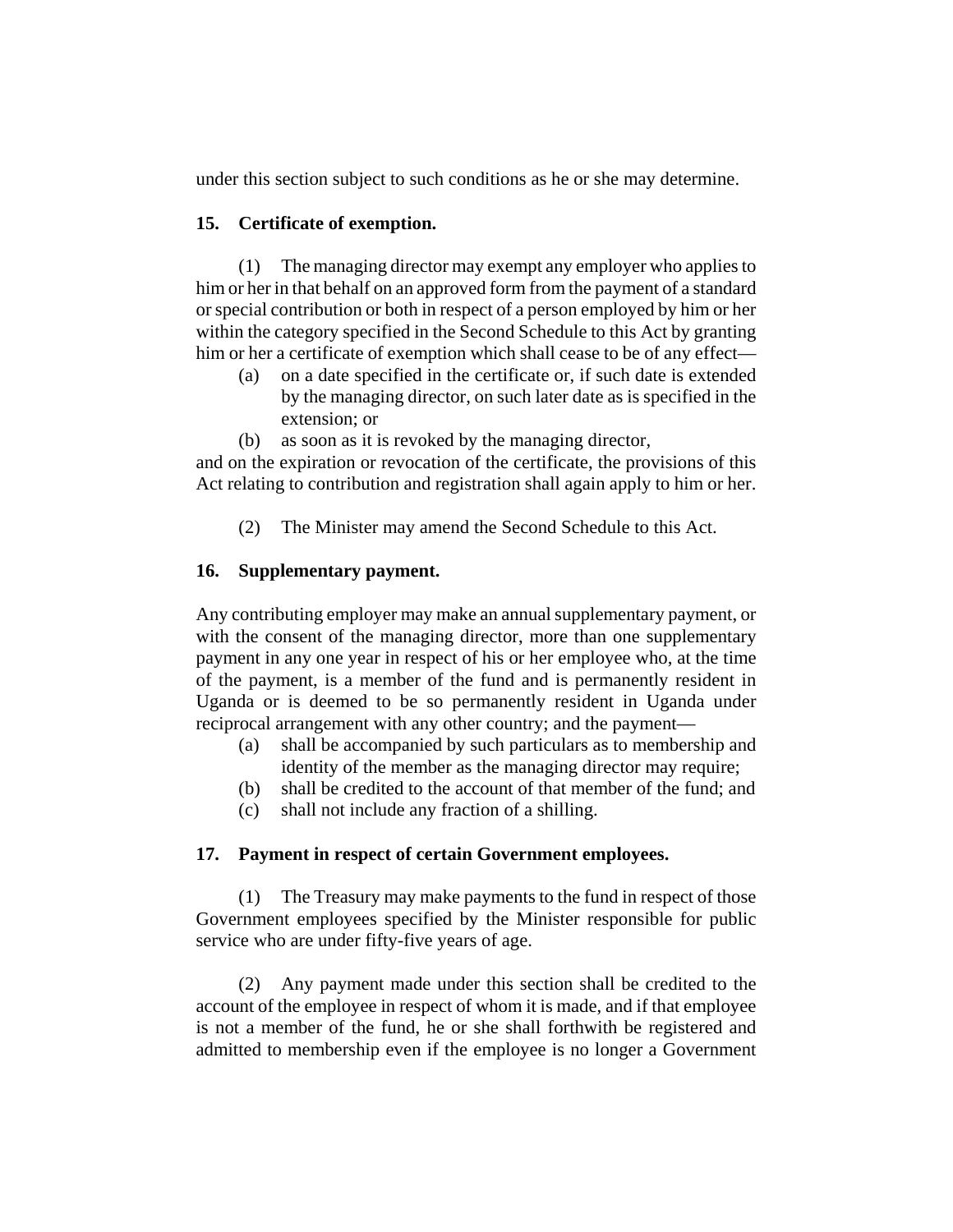under this section subject to such conditions as he or she may determine.

### 15. Certificate of exemption.

(1) The managing director may exempt any employer who applies to him or her in that behalf on an approved form from the payment of a standard or special contribution or both in respect of a person employed by him or her within the category specified in the Second Schedule to this Act by granting him or her a certificate of exemption which shall cease to be of any effect—

(a) on a date specified in the certificate or, if such date is extended by the managing director, on such later date as is specified in the extension; or

(b) as soon as it is revoked by the managing director,

and on the expiration or revocation of the certificate, the provisions of this Act relating to contribution and registration shall again apply to him or her.

(2) The Minister may amend the Second Schedule to this Act.

### 16. Supplementary payment.

Any contributing employer may make an annual supplementary payment, or with the consent of the managing director, more than one supplementary payment in any one year in respect of his or her employee who, at the time of the payment, is a member of the fund and is permanently resident in Uganda or is deemed to be so permanently resident in Uganda under reciprocal arrangement with any other country; and the payment—

(a) shall be accompanied by such particulars as to membership and identity of the member as the managing director may require;

(b) shall be credited to the account of that member of the fund; and

(c) shall not include any fraction of a shilling.

### 17. Payment in respect of certain Government employees.

(1) The Treasury may make payments to the fund in respect of those Government employees specified by the Minister responsible for public service who are under fifty-five years of age.

(2) Any payment made under this section shall be credited to the account of the employee in respect of whom it is made, and if that employee is not a member of the fund, he or she shall forthwith be registered and admitted to membership even if the employee is no longer a Government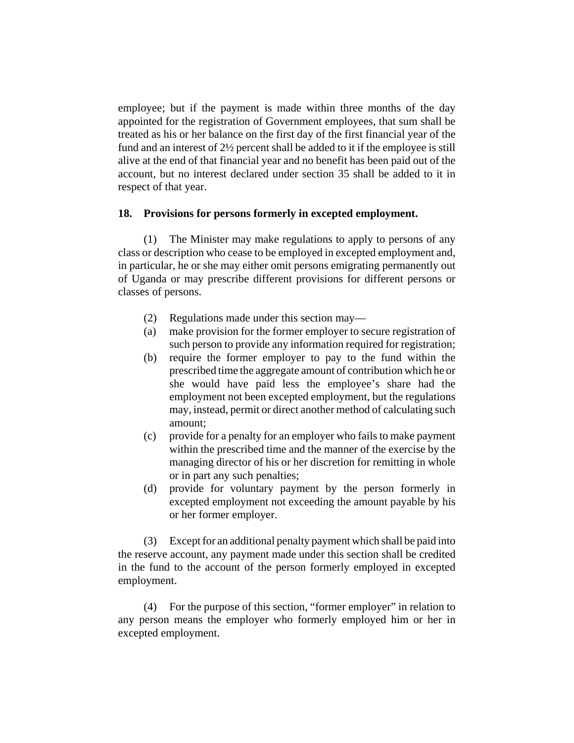employee; but if the payment is made within three months of the day appointed for the registration of Government employees, that sum shall be treated as his or her balance on the first day of the first financial year of the fund and an interest of 2½ percent shall be added to it if the employee is still alive at the end of that financial year and no benefit has been paid out of the account, but no interest declared under section 35 shall be added to it in respect of that year.

**18. Provisions for persons formerly in excepted employment.**

(1) The Minister may make regulations to apply to persons of any class or description who cease to be employed in excepted employment and, in particular, he or she may either omit persons emigrating permanently out of Uganda or may prescribe different provisions for different persons or classes of persons.

(2) Regulations made under this section may—

(a) make provision for the former employer to secure registration of such person to provide any information required for registration;

(b) require the former employer to pay to the fund within the prescribed time the aggregate amount of contribution which he or she would have paid less the employee's share had the employment not been excepted employment, but the regulations may, instead, permit or direct another method of calculating such amount;

(c) provide for a penalty for an employer who fails to make payment within the prescribed time and the manner of the exercise by the managing director of his or her discretion for remitting in whole or in part any such penalties;

(d) provide for voluntary payment by the person formerly in excepted employment not exceeding the amount payable by his or her former employer.

(3) Except for an additional penalty payment which shall be paid into the reserve account, any payment made under this section shall be credited in the fund to the account of the person formerly employed in excepted employment.

(4) For the purpose of this section, "former employer" in relation to any person means the employer who formerly employed him or her in excepted employment.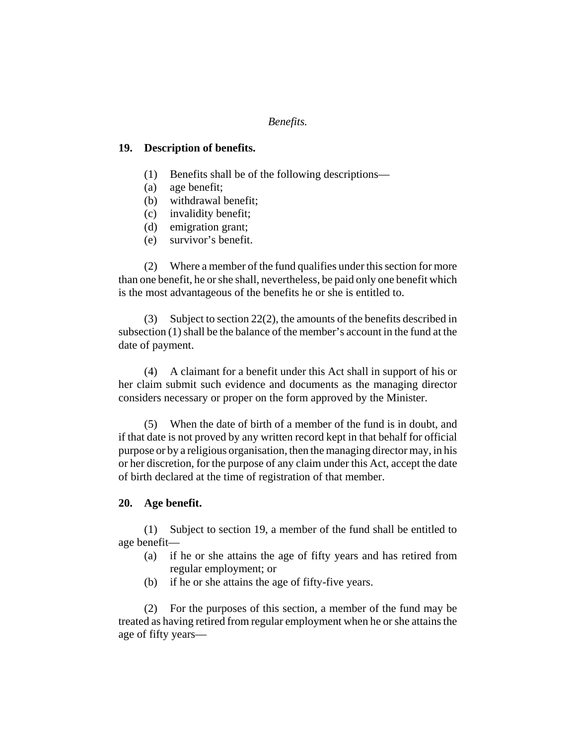*Benefits.*

**19. Description of benefits.**

(1) Benefits shall be of the following descriptions—

(a) age benefit;

(b) withdrawal benefit;

(c) invalidity benefit;

(d) emigration grant;

(e) survivor's benefit.

(2) Where a member of the fund qualifies under this section for more than one benefit, he or she shall, nevertheless, be paid only one benefit which is the most advantageous of the benefits he or she is entitled to.

(3) Subject to section 22(2), the amounts of the benefits described in subsection (1) shall be the balance of the member's account in the fund at the date of payment.

(4) A claimant for a benefit under this Act shall in support of his or her claim submit such evidence and documents as the managing director considers necessary or proper on the form approved by the Minister.

(5) When the date of birth of a member of the fund is in doubt, and if that date is not proved by any written record kept in that behalf for official purpose or by a religious organisation, then the managing director may, in his or her discretion, for the purpose of any claim under this Act, accept the date of birth declared at the time of registration of that member.

**20. Age benefit.**

(1) Subject to section 19, a member of the fund shall be entitled to age benefit—

(a) if he or she attains the age of fifty years and has retired from regular employment; or

(b) if he or she attains the age of fifty-five years.

(2) For the purposes of this section, a member of the fund may be treated as having retired from regular employment when he or she attains the age of fifty years—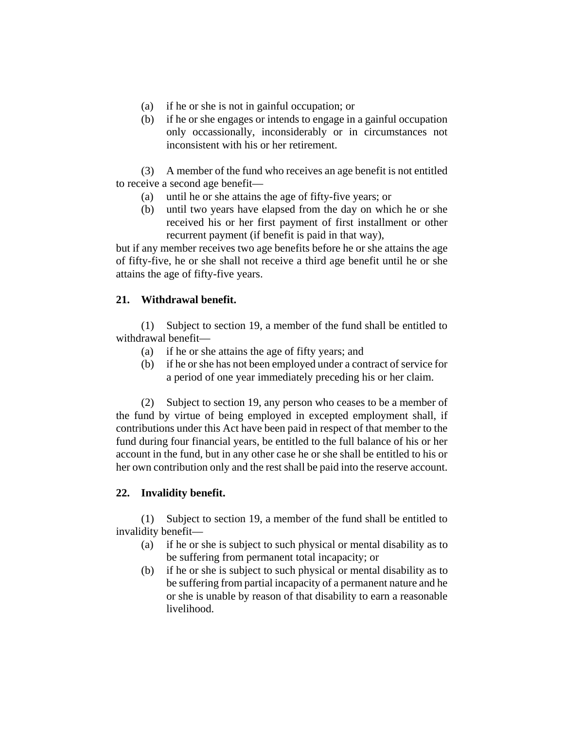(a) if he or she is not in gainful occupation; or

(b) if he or she engages or intends to engage in a gainful occupation only occassionally, inconsiderably or in circumstances not inconsistent with his or her retirement.

(3) A member of the fund who receives an age benefit is not entitled to receive a second age benefit—

(a) until he or she attains the age of fifty-five years; or

(b) until two years have elapsed from the day on which he or she received his or her first payment of first installment or other recurrent payment (if benefit is paid in that way),

but if any member receives two age benefits before he or she attains the age of fifty-five, he or she shall not receive a third age benefit until he or she attains the age of fifty-five years.

**21. Withdrawal benefit.**

(1) Subject to section 19, a member of the fund shall be entitled to withdrawal benefit—

(a) if he or she attains the age of fifty years; and

(b) if he or she has not been employed under a contract of service for a period of one year immediately preceding his or her claim.

(2) Subject to section 19, any person who ceases to be a member of the fund by virtue of being employed in excepted employment shall, if contributions under this Act have been paid in respect of that member to the fund during four financial years, be entitled to the full balance of his or her account in the fund, but in any other case he or she shall be entitled to his or her own contribution only and the rest shall be paid into the reserve account.

**22. Invalidity benefit.**

(1) Subject to section 19, a member of the fund shall be entitled to invalidity benefit—

(a) if he or she is subject to such physical or mental disability as to be suffering from permanent total incapacity; or

(b) if he or she is subject to such physical or mental disability as to be suffering from partial incapacity of a permanent nature and he or she is unable by reason of that disability to earn a reasonable livelihood.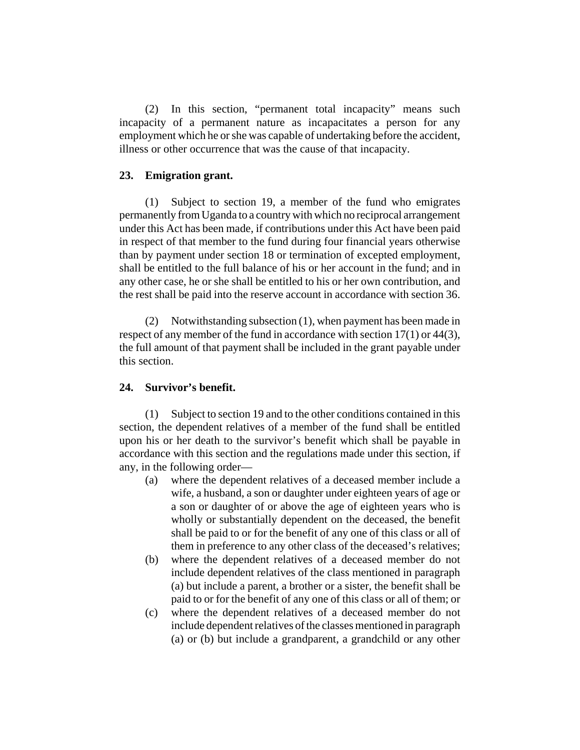(2) In this section, "permanent total incapacity" means such incapacity of a permanent nature as incapacitates a person for any employment which he or she was capable of undertaking before the accident, illness or other occurrence that was the cause of that incapacity.

### 23. Emigration grant.

(1) Subject to section 19, a member of the fund who emigrates permanently from Uganda to a country with which no reciprocal arrangement under this Act has been made, if contributions under this Act have been paid in respect of that member to the fund during four financial years otherwise than by payment under section 18 or termination of excepted employment, shall be entitled to the full balance of his or her account in the fund; and in any other case, he or she shall be entitled to his or her own contribution, and the rest shall be paid into the reserve account in accordance with section 36.

(2) Notwithstanding subsection (1), when payment has been made in respect of any member of the fund in accordance with section 17(1) or 44(3), the full amount of that payment shall be included in the grant payable under this section.

### 24. Survivor's benefit.

(1) Subject to section 19 and to the other conditions contained in this section, the dependent relatives of a member of the fund shall be entitled upon his or her death to the survivor's benefit which shall be payable in accordance with this section and the regulations made under this section, if any, in the following order—

(a) where the dependent relatives of a deceased member include a wife, a husband, a son or daughter under eighteen years of age or a son or daughter of or above the age of eighteen years who is wholly or substantially dependent on the deceased, the benefit shall be paid to or for the benefit of any one of this class or all of them in preference to any other class of the deceased's relatives;

(b) where the dependent relatives of a deceased member do not include dependent relatives of the class mentioned in paragraph (a) but include a parent, a brother or a sister, the benefit shall be paid to or for the benefit of any one of this class or all of them; or

(c) where the dependent relatives of a deceased member do not include dependent relatives of the classes mentioned in paragraph (a) or (b) but include a grandparent, a grandchild or any other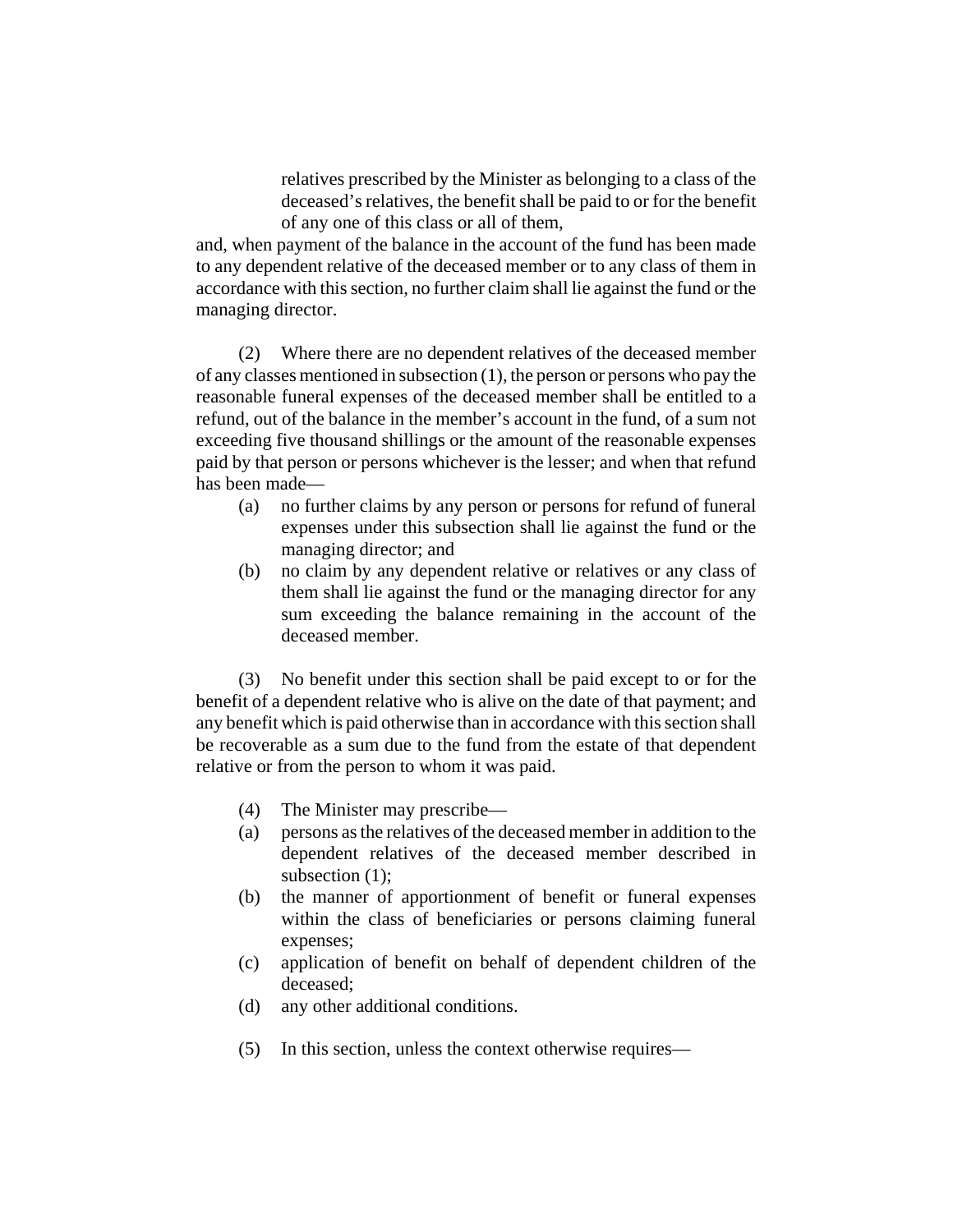relatives prescribed by the Minister as belonging to a class of the deceased's relatives, the benefit shall be paid to or for the benefit of any one of this class or all of them,

and, when payment of the balance in the account of the fund has been made to any dependent relative of the deceased member or to any class of them in accordance with this section, no further claim shall lie against the fund or the managing director.

(2) Where there are no dependent relatives of the deceased member of any classes mentioned in subsection (1), the person or persons who pay the reasonable funeral expenses of the deceased member shall be entitled to a refund, out of the balance in the member's account in the fund, of a sum not exceeding five thousand shillings or the amount of the reasonable expenses paid by that person or persons whichever is the lesser; and when that refund has been made—

(a) no further claims by any person or persons for refund of funeral expenses under this subsection shall lie against the fund or the managing director; and

(b) no claim by any dependent relative or relatives or any class of them shall lie against the fund or the managing director for any sum exceeding the balance remaining in the account of the deceased member.

(3) No benefit under this section shall be paid except to or for the benefit of a dependent relative who is alive on the date of that payment; and any benefit which is paid otherwise than in accordance with this section shall be recoverable as a sum due to the fund from the estate of that dependent relative or from the person to whom it was paid.

(4) The Minister may prescribe—

(a) persons as the relatives of the deceased member in addition to the dependent relatives of the deceased member described in subsection (1);

(b) the manner of apportionment of benefit or funeral expenses within the class of beneficiaries or persons claiming funeral expenses;

(c) application of benefit on behalf of dependent children of the deceased;

(d) any other additional conditions.

(5) In this section, unless the context otherwise requires—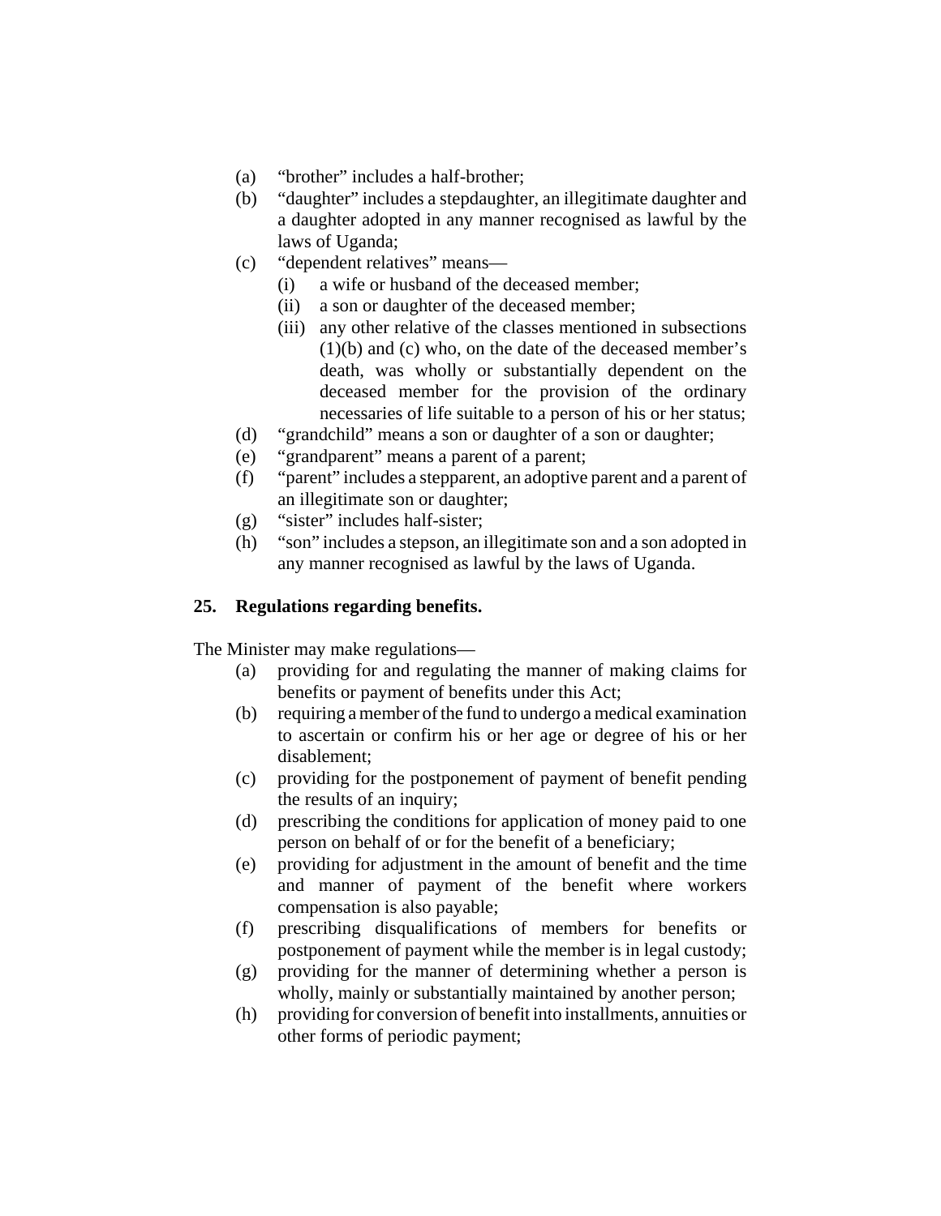(a) "brother" includes a half-brother;

(b) "daughter" includes a stepdaughter, an illegitimate daughter and a daughter adopted in any manner recognised as lawful by the laws of Uganda;

(c) "dependent relatives" means—

   (i) a wife or husband of the deceased member;

   (ii) a son or daughter of the deceased member;

   (iii) any other relative of the classes mentioned in subsections (1)(b) and (c) who, on the date of the deceased member's death, was wholly or substantially dependent on the deceased member for the provision of the ordinary necessaries of life suitable to a person of his or her status;

(d) "grandchild" means a son or daughter of a son or daughter;

(e) "grandparent" means a parent of a parent;

(f) "parent" includes a stepparent, an adoptive parent and a parent of an illegitimate son or daughter;

(g) "sister" includes half-sister;

(h) "son" includes a stepson, an illegitimate son and a son adopted in any manner recognised as lawful by the laws of Uganda.

**25. Regulations regarding benefits.**

The Minister may make regulations—

(a) providing for and regulating the manner of making claims for benefits or payment of benefits under this Act;

(b) requiring a member of the fund to undergo a medical examination to ascertain or confirm his or her age or degree of his or her disablement;

(c) providing for the postponement of payment of benefit pending the results of an inquiry;

(d) prescribing the conditions for application of money paid to one person on behalf of or for the benefit of a beneficiary;

(e) providing for adjustment in the amount of benefit and the time and manner of payment of the benefit where workers compensation is also payable;

(f) prescribing disqualifications of members for benefits or postponement of payment while the member is in legal custody;

(g) providing for the manner of determining whether a person is wholly, mainly or substantially maintained by another person;

(h) providing for conversion of benefit into installments, annuities or other forms of periodic payment;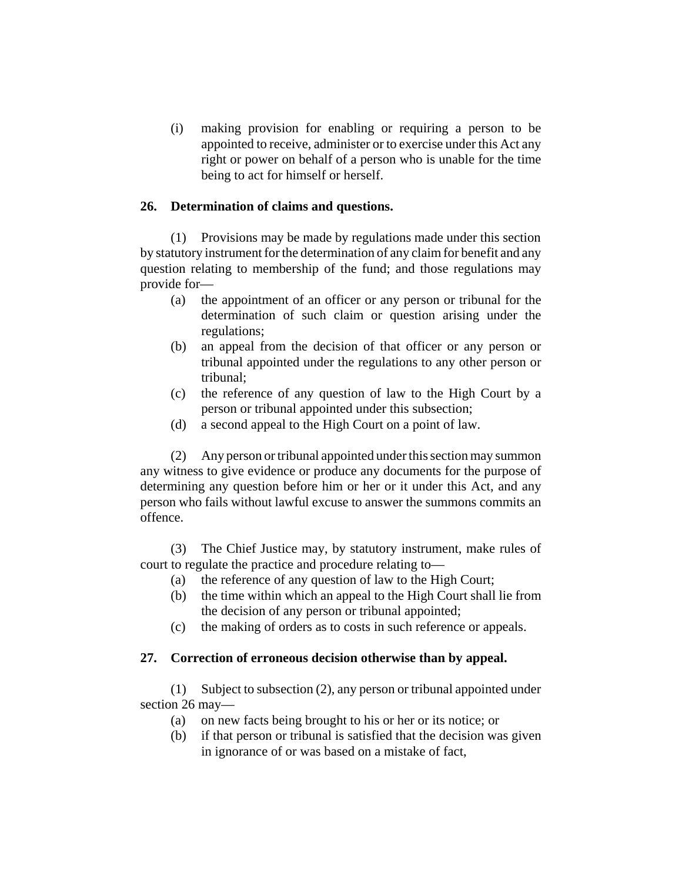(i) making provision for enabling or requiring a person to be appointed to receive, administer or to exercise under this Act any right or power on behalf of a person who is unable for the time being to act for himself or herself.

**26. Determination of claims and questions.**

(1) Provisions may be made by regulations made under this section by statutory instrument for the determination of any claim for benefit and any question relating to membership of the fund; and those regulations may provide for—

(a) the appointment of an officer or any person or tribunal for the determination of such claim or question arising under the regulations;

(b) an appeal from the decision of that officer or any person or tribunal appointed under the regulations to any other person or tribunal;

(c) the reference of any question of law to the High Court by a person or tribunal appointed under this subsection;

(d) a second appeal to the High Court on a point of law.

(2) Any person or tribunal appointed under this section may summon any witness to give evidence or produce any documents for the purpose of determining any question before him or her or it under this Act, and any person who fails without lawful excuse to answer the summons commits an offence.

(3) The Chief Justice may, by statutory instrument, make rules of court to regulate the practice and procedure relating to—

(a) the reference of any question of law to the High Court;

(b) the time within which an appeal to the High Court shall lie from the decision of any person or tribunal appointed;

(c) the making of orders as to costs in such reference or appeals.

**27. Correction of erroneous decision otherwise than by appeal.**

(1) Subject to subsection (2), any person or tribunal appointed under section 26 may—

(a) on new facts being brought to his or her or its notice; or

(b) if that person or tribunal is satisfied that the decision was given in ignorance of or was based on a mistake of fact,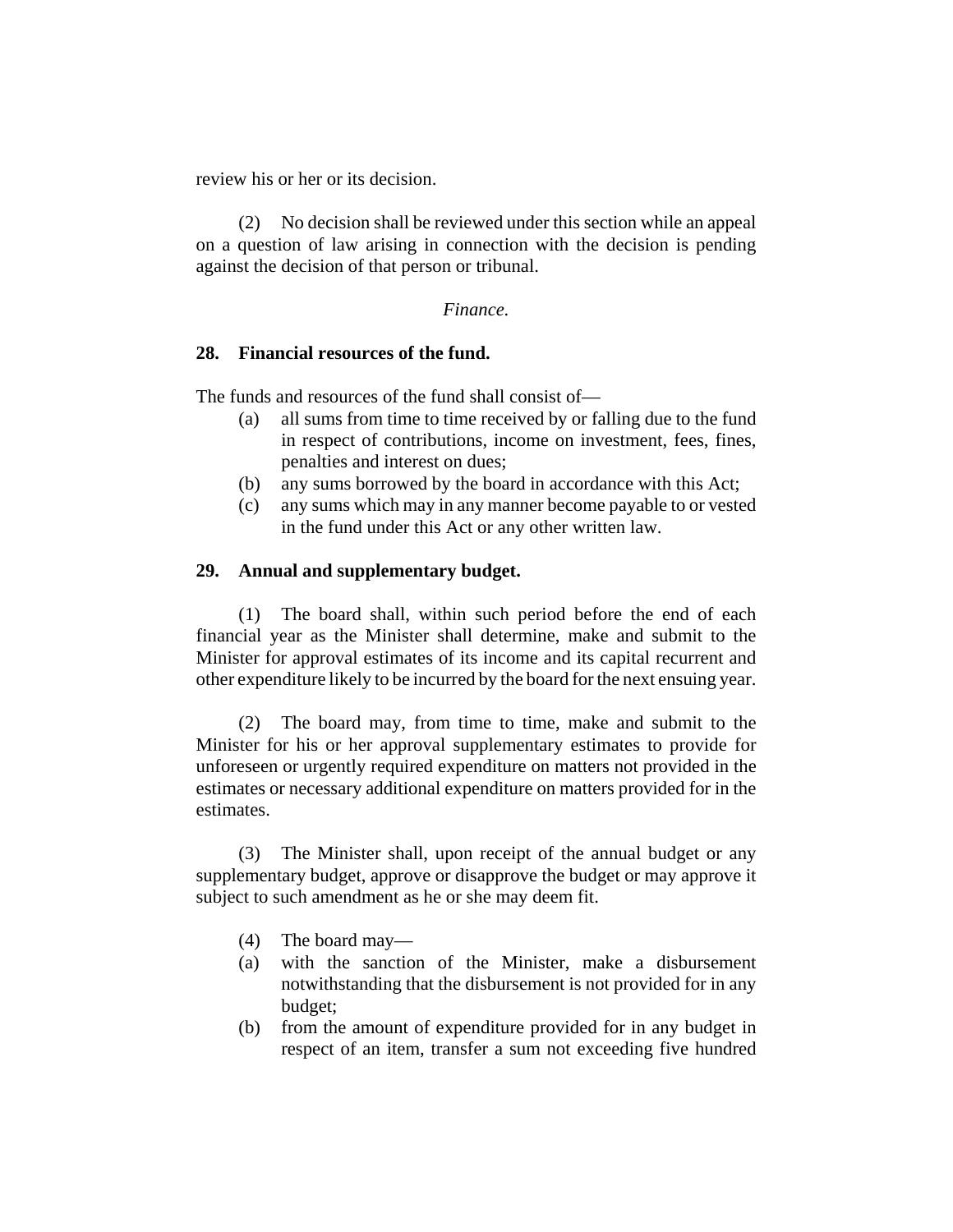review his or her or its decision.

(2) No decision shall be reviewed under this section while an appeal on a question of law arising in connection with the decision is pending against the decision of that person or tribunal.

*Finance.*

**28. Financial resources of the fund.**

The funds and resources of the fund shall consist of—

(a) all sums from time to time received by or falling due to the fund in respect of contributions, income on investment, fees, fines, penalties and interest on dues;

(b) any sums borrowed by the board in accordance with this Act;

(c) any sums which may in any manner become payable to or vested in the fund under this Act or any other written law.

**29. Annual and supplementary budget.**

(1) The board shall, within such period before the end of each financial year as the Minister shall determine, make and submit to the Minister for approval estimates of its income and its capital recurrent and other expenditure likely to be incurred by the board for the next ensuing year.

(2) The board may, from time to time, make and submit to the Minister for his or her approval supplementary estimates to provide for unforeseen or urgently required expenditure on matters not provided in the estimates or necessary additional expenditure on matters provided for in the estimates.

(3) The Minister shall, upon receipt of the annual budget or any supplementary budget, approve or disapprove the budget or may approve it subject to such amendment as he or she may deem fit.

(4) The board may—

(a) with the sanction of the Minister, make a disbursement notwithstanding that the disbursement is not provided for in any budget;

(b) from the amount of expenditure provided for in any budget in respect of an item, transfer a sum not exceeding five hundred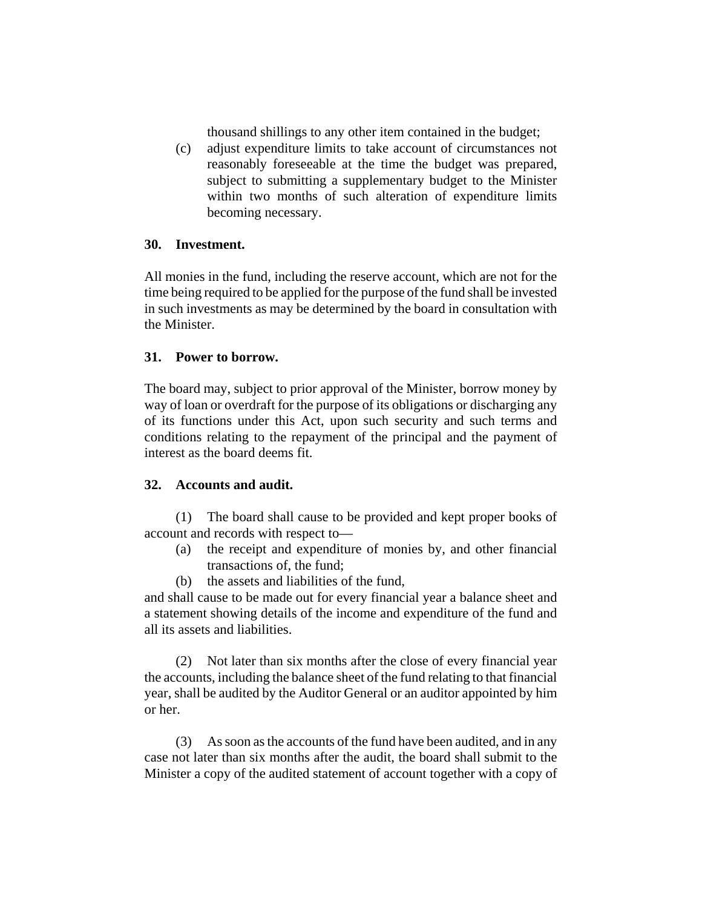thousand shillings to any other item contained in the budget;

(c) adjust expenditure limits to take account of circumstances not reasonably foreseeable at the time the budget was prepared, subject to submitting a supplementary budget to the Minister within two months of such alteration of expenditure limits becoming necessary.

### 30. Investment.

All monies in the fund, including the reserve account, which are not for the time being required to be applied for the purpose of the fund shall be invested in such investments as may be determined by the board in consultation with the Minister.

### 31. Power to borrow.

The board may, subject to prior approval of the Minister, borrow money by way of loan or overdraft for the purpose of its obligations or discharging any of its functions under this Act, upon such security and such terms and conditions relating to the repayment of the principal and the payment of interest as the board deems fit.

### 32. Accounts and audit.

(1) The board shall cause to be provided and kept proper books of account and records with respect to—

(a) the receipt and expenditure of monies by, and other financial transactions of, the fund;

(b) the assets and liabilities of the fund,

and shall cause to be made out for every financial year a balance sheet and a statement showing details of the income and expenditure of the fund and all its assets and liabilities.

(2) Not later than six months after the close of every financial year the accounts, including the balance sheet of the fund relating to that financial year, shall be audited by the Auditor General or an auditor appointed by him or her.

(3) As soon as the accounts of the fund have been audited, and in any case not later than six months after the audit, the board shall submit to the Minister a copy of the audited statement of account together with a copy of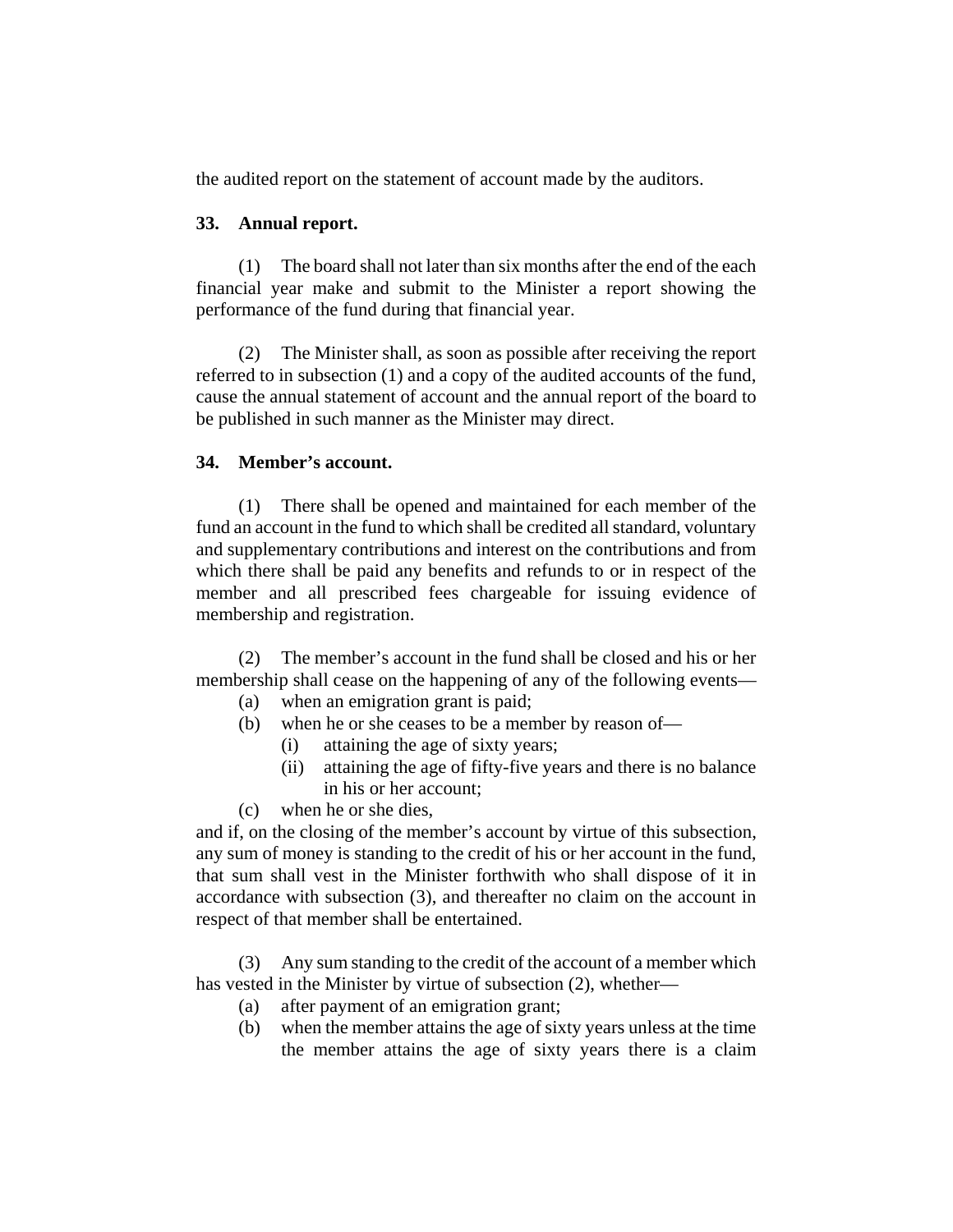the audited report on the statement of account made by the auditors.

**33. Annual report.**

(1) The board shall not later than six months after the end of the each financial year make and submit to the Minister a report showing the performance of the fund during that financial year.

(2) The Minister shall, as soon as possible after receiving the report referred to in subsection (1) and a copy of the audited accounts of the fund, cause the annual statement of account and the annual report of the board to be published in such manner as the Minister may direct.

**34. Member's account.**

(1) There shall be opened and maintained for each member of the fund an account in the fund to which shall be credited all standard, voluntary and supplementary contributions and interest on the contributions and from which there shall be paid any benefits and refunds to or in respect of the member and all prescribed fees chargeable for issuing evidence of membership and registration.

(2) The member's account in the fund shall be closed and his or her membership shall cease on the happening of any of the following events—

- (a) when an emigration grant is paid;
- (b) when he or she ceases to be a member by reason of—
  - (i) attaining the age of sixty years;
  - (ii) attaining the age of fifty-five years and there is no balance in his or her account;
- (c) when he or she dies,

and if, on the closing of the member's account by virtue of this subsection, any sum of money is standing to the credit of his or her account in the fund, that sum shall vest in the Minister forthwith who shall dispose of it in accordance with subsection (3), and thereafter no claim on the account in respect of that member shall be entertained.

(3) Any sum standing to the credit of the account of a member which has vested in the Minister by virtue of subsection (2), whether—

- (a) after payment of an emigration grant;
- (b) when the member attains the age of sixty years unless at the time the member attains the age of sixty years there is a claim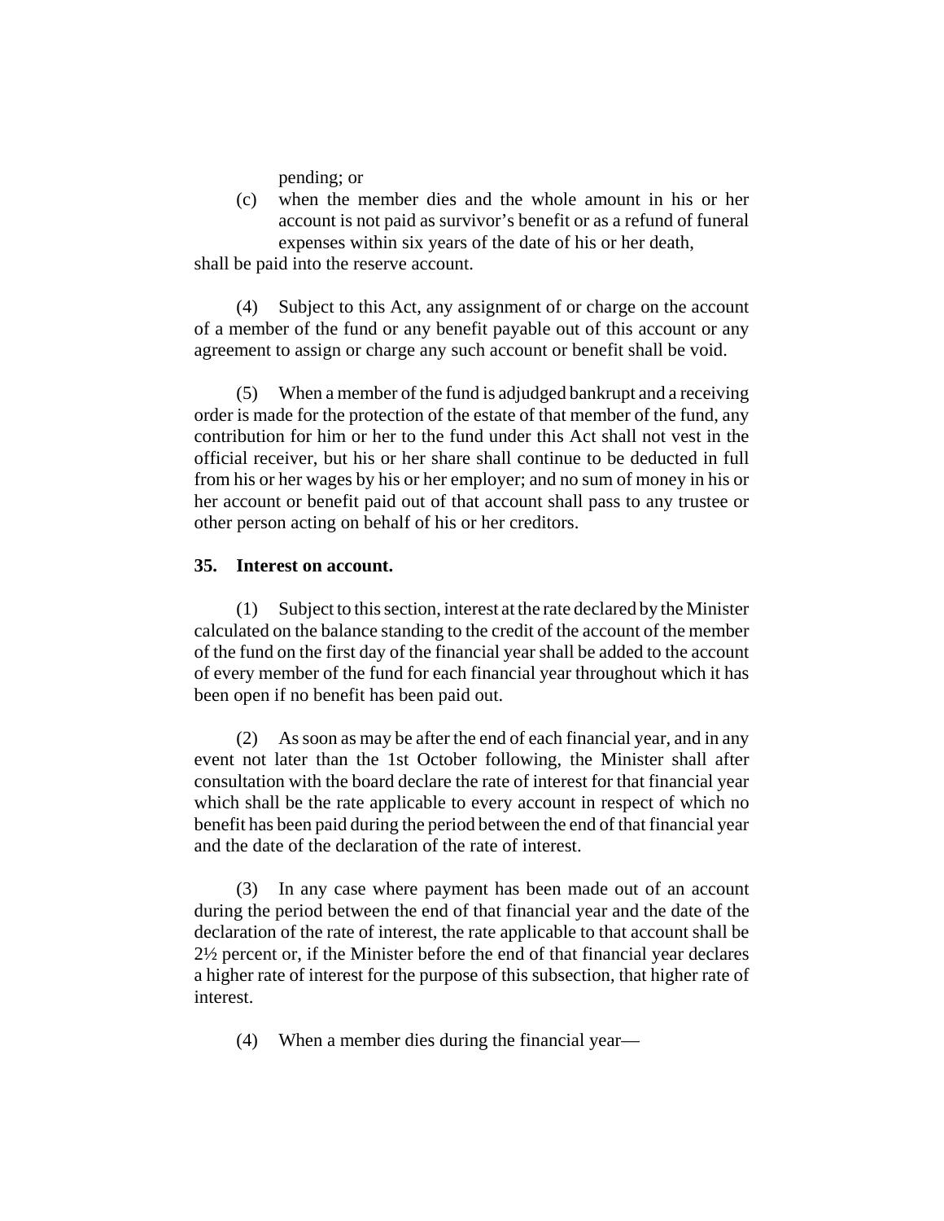pending; or

(c) when the member dies and the whole amount in his or her account is not paid as survivor's benefit or as a refund of funeral expenses within six years of the date of his or her death,

shall be paid into the reserve account.

(4) Subject to this Act, any assignment of or charge on the account of a member of the fund or any benefit payable out of this account or any agreement to assign or charge any such account or benefit shall be void.

(5) When a member of the fund is adjudged bankrupt and a receiving order is made for the protection of the estate of that member of the fund, any contribution for him or her to the fund under this Act shall not vest in the official receiver, but his or her share shall continue to be deducted in full from his or her wages by his or her employer; and no sum of money in his or her account or benefit paid out of that account shall pass to any trustee or other person acting on behalf of his or her creditors.

**35. Interest on account.**

(1) Subject to this section, interest at the rate declared by the Minister calculated on the balance standing to the credit of the account of the member of the fund on the first day of the financial year shall be added to the account of every member of the fund for each financial year throughout which it has been open if no benefit has been paid out.

(2) As soon as may be after the end of each financial year, and in any event not later than the 1st October following, the Minister shall after consultation with the board declare the rate of interest for that financial year which shall be the rate applicable to every account in respect of which no benefit has been paid during the period between the end of that financial year and the date of the declaration of the rate of interest.

(3) In any case where payment has been made out of an account during the period between the end of that financial year and the date of the declaration of the rate of interest, the rate applicable to that account shall be 2½ percent or, if the Minister before the end of that financial year declares a higher rate of interest for the purpose of this subsection, that higher rate of interest.

(4) When a member dies during the financial year—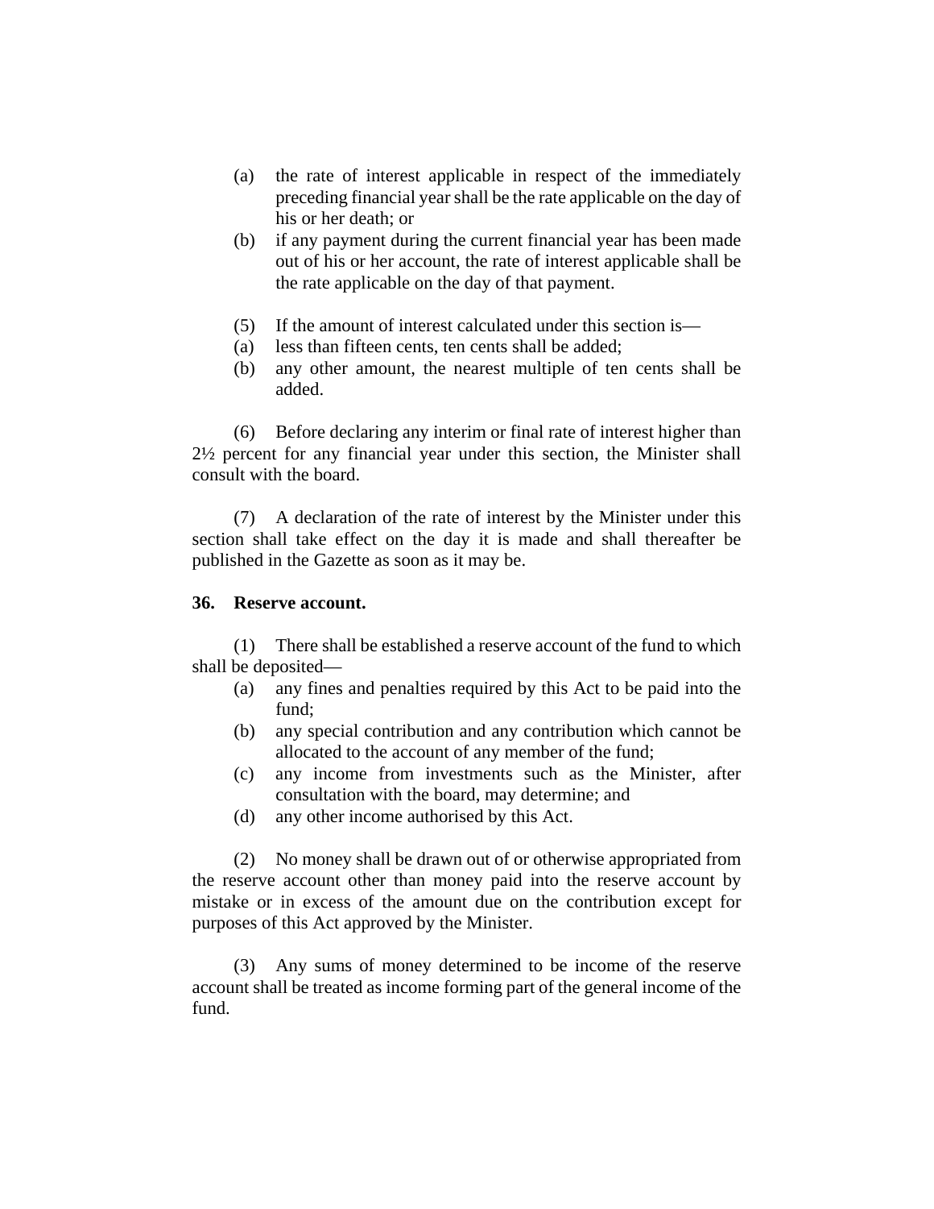(a) the rate of interest applicable in respect of the immediately preceding financial year shall be the rate applicable on the day of his or her death; or

(b) if any payment during the current financial year has been made out of his or her account, the rate of interest applicable shall be the rate applicable on the day of that payment.

(5) If the amount of interest calculated under this section is—

(a) less than fifteen cents, ten cents shall be added;

(b) any other amount, the nearest multiple of ten cents shall be added.

(6) Before declaring any interim or final rate of interest higher than 2½ percent for any financial year under this section, the Minister shall consult with the board.

(7) A declaration of the rate of interest by the Minister under this section shall take effect on the day it is made and shall thereafter be published in the Gazette as soon as it may be.

**36. Reserve account.**

(1) There shall be established a reserve account of the fund to which shall be deposited—

(a) any fines and penalties required by this Act to be paid into the fund;

(b) any special contribution and any contribution which cannot be allocated to the account of any member of the fund;

(c) any income from investments such as the Minister, after consultation with the board, may determine; and

(d) any other income authorised by this Act.

(2) No money shall be drawn out of or otherwise appropriated from the reserve account other than money paid into the reserve account by mistake or in excess of the amount due on the contribution except for purposes of this Act approved by the Minister.

(3) Any sums of money determined to be income of the reserve account shall be treated as income forming part of the general income of the fund.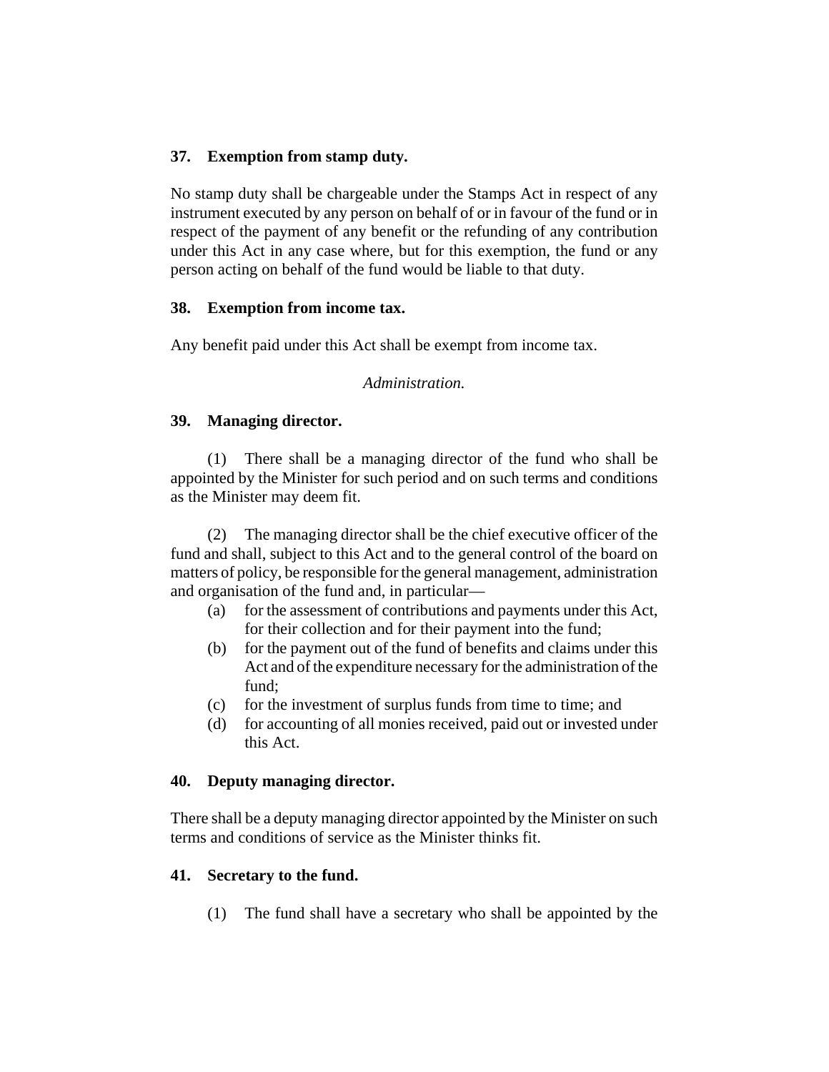### 37. Exemption from stamp duty.

No stamp duty shall be chargeable under the Stamps Act in respect of any instrument executed by any person on behalf of or in favour of the fund or in respect of the payment of any benefit or the refunding of any contribution under this Act in any case where, but for this exemption, the fund or any person acting on behalf of the fund would be liable to that duty.

### 38. Exemption from income tax.

Any benefit paid under this Act shall be exempt from income tax.

*Administration.*

### 39. Managing director.

(1) There shall be a managing director of the fund who shall be appointed by the Minister for such period and on such terms and conditions as the Minister may deem fit.

(2) The managing director shall be the chief executive officer of the fund and shall, subject to this Act and to the general control of the board on matters of policy, be responsible for the general management, administration and organisation of the fund and, in particular—

(a) for the assessment of contributions and payments under this Act, for their collection and for their payment into the fund;

(b) for the payment out of the fund of benefits and claims under this Act and of the expenditure necessary for the administration of the fund;

(c) for the investment of surplus funds from time to time; and

(d) for accounting of all monies received, paid out or invested under this Act.

### 40. Deputy managing director.

There shall be a deputy managing director appointed by the Minister on such terms and conditions of service as the Minister thinks fit.

### 41. Secretary to the fund.

(1) The fund shall have a secretary who shall be appointed by the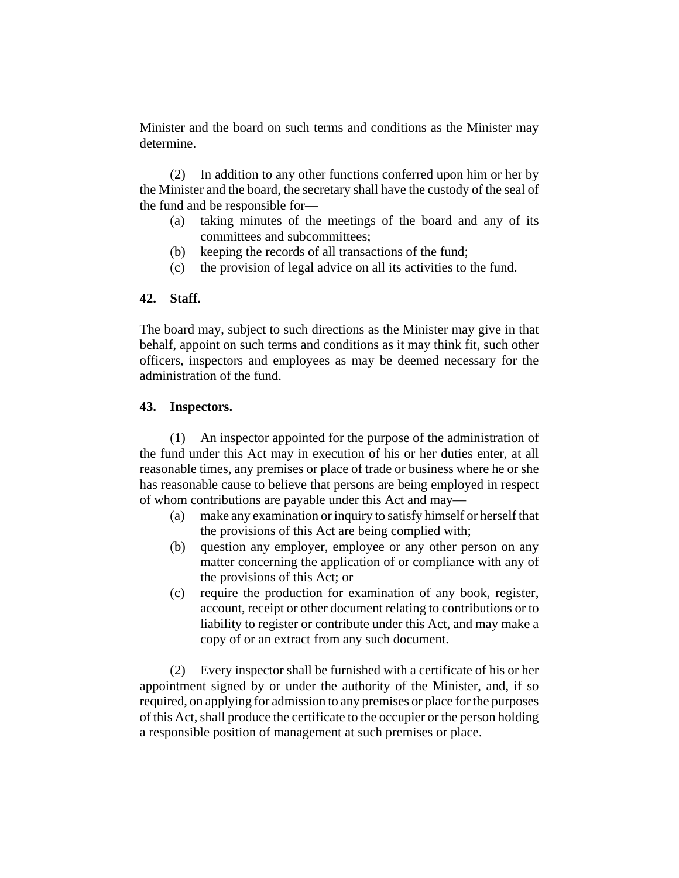Minister and the board on such terms and conditions as the Minister may determine.

(2) In addition to any other functions conferred upon him or her by the Minister and the board, the secretary shall have the custody of the seal of the fund and be responsible for—

(a) taking minutes of the meetings of the board and any of its committees and subcommittees;

(b) keeping the records of all transactions of the fund;

(c) the provision of legal advice on all its activities to the fund.

**42. Staff.**

The board may, subject to such directions as the Minister may give in that behalf, appoint on such terms and conditions as it may think fit, such other officers, inspectors and employees as may be deemed necessary for the administration of the fund.

**43. Inspectors.**

(1) An inspector appointed for the purpose of the administration of the fund under this Act may in execution of his or her duties enter, at all reasonable times, any premises or place of trade or business where he or she has reasonable cause to believe that persons are being employed in respect of whom contributions are payable under this Act and may—

(a) make any examination or inquiry to satisfy himself or herself that the provisions of this Act are being complied with;

(b) question any employer, employee or any other person on any matter concerning the application of or compliance with any of the provisions of this Act; or

(c) require the production for examination of any book, register, account, receipt or other document relating to contributions or to liability to register or contribute under this Act, and may make a copy of or an extract from any such document.

(2) Every inspector shall be furnished with a certificate of his or her appointment signed by or under the authority of the Minister, and, if so required, on applying for admission to any premises or place for the purposes of this Act, shall produce the certificate to the occupier or the person holding a responsible position of management at such premises or place.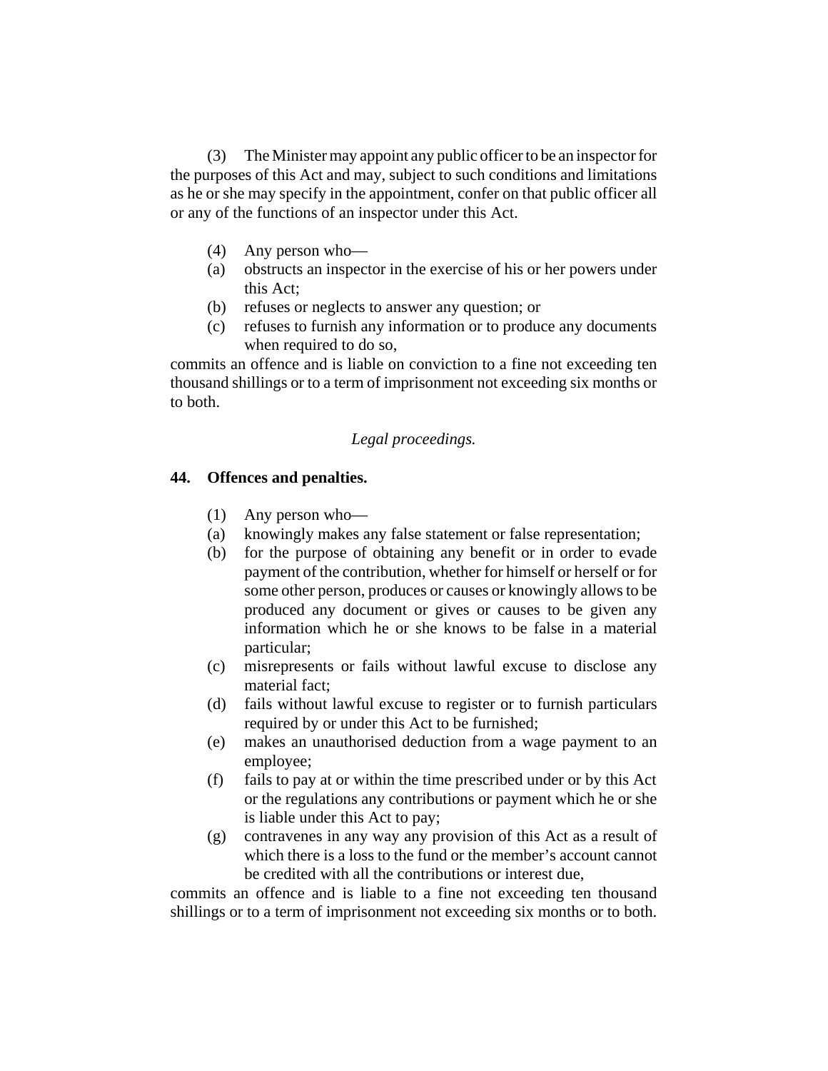(3) The Minister may appoint any public officer to be an inspector for the purposes of this Act and may, subject to such conditions and limitations as he or she may specify in the appointment, confer on that public officer all or any of the functions of an inspector under this Act.

(4) Any person who—

(a) obstructs an inspector in the exercise of his or her powers under this Act;

(b) refuses or neglects to answer any question; or

(c) refuses to furnish any information or to produce any documents when required to do so,

commits an offence and is liable on conviction to a fine not exceeding ten thousand shillings or to a term of imprisonment not exceeding six months or to both.

*Legal proceedings.*

**44. Offences and penalties.**

(1) Any person who—

(a) knowingly makes any false statement or false representation;

(b) for the purpose of obtaining any benefit or in order to evade payment of the contribution, whether for himself or herself or for some other person, produces or causes or knowingly allows to be produced any document or gives or causes to be given any information which he or she knows to be false in a material particular;

(c) misrepresents or fails without lawful excuse to disclose any material fact;

(d) fails without lawful excuse to register or to furnish particulars required by or under this Act to be furnished;

(e) makes an unauthorised deduction from a wage payment to an employee;

(f) fails to pay at or within the time prescribed under or by this Act or the regulations any contributions or payment which he or she is liable under this Act to pay;

(g) contravenes in any way any provision of this Act as a result of which there is a loss to the fund or the member's account cannot be credited with all the contributions or interest due,

commits an offence and is liable to a fine not exceeding ten thousand shillings or to a term of imprisonment not exceeding six months or to both.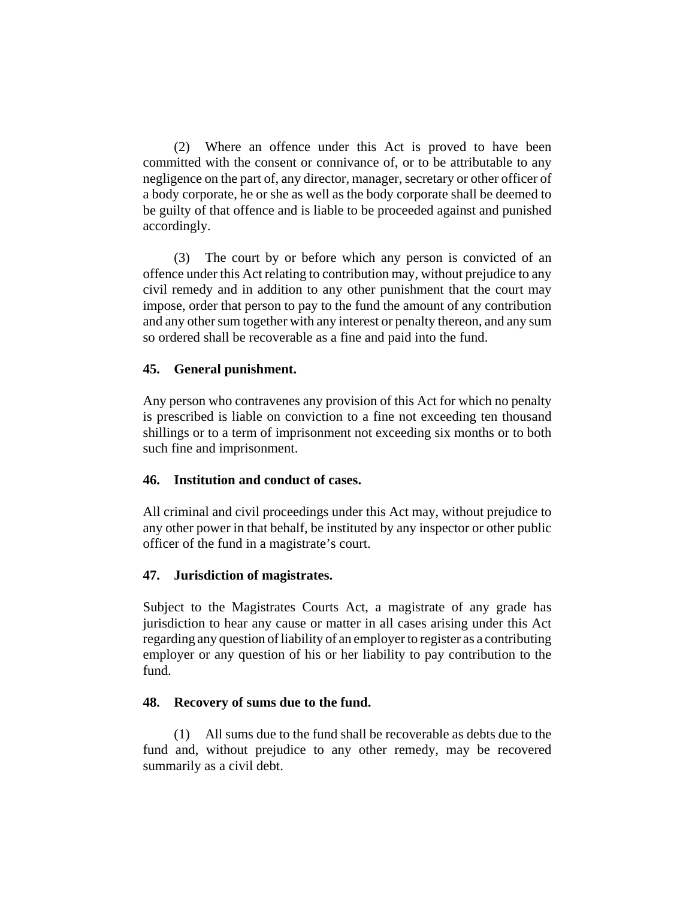(2) Where an offence under this Act is proved to have been committed with the consent or connivance of, or to be attributable to any negligence on the part of, any director, manager, secretary or other officer of a body corporate, he or she as well as the body corporate shall be deemed to be guilty of that offence and is liable to be proceeded against and punished accordingly.

(3) The court by or before which any person is convicted of an offence under this Act relating to contribution may, without prejudice to any civil remedy and in addition to any other punishment that the court may impose, order that person to pay to the fund the amount of any contribution and any other sum together with any interest or penalty thereon, and any sum so ordered shall be recoverable as a fine and paid into the fund.

### 45. General punishment.

Any person who contravenes any provision of this Act for which no penalty is prescribed is liable on conviction to a fine not exceeding ten thousand shillings or to a term of imprisonment not exceeding six months or to both such fine and imprisonment.

### 46. Institution and conduct of cases.

All criminal and civil proceedings under this Act may, without prejudice to any other power in that behalf, be instituted by any inspector or other public officer of the fund in a magistrate's court.

### 47. Jurisdiction of magistrates.

Subject to the Magistrates Courts Act, a magistrate of any grade has jurisdiction to hear any cause or matter in all cases arising under this Act regarding any question of liability of an employer to register as a contributing employer or any question of his or her liability to pay contribution to the fund.

### 48. Recovery of sums due to the fund.

(1) All sums due to the fund shall be recoverable as debts due to the fund and, without prejudice to any other remedy, may be recovered summarily as a civil debt.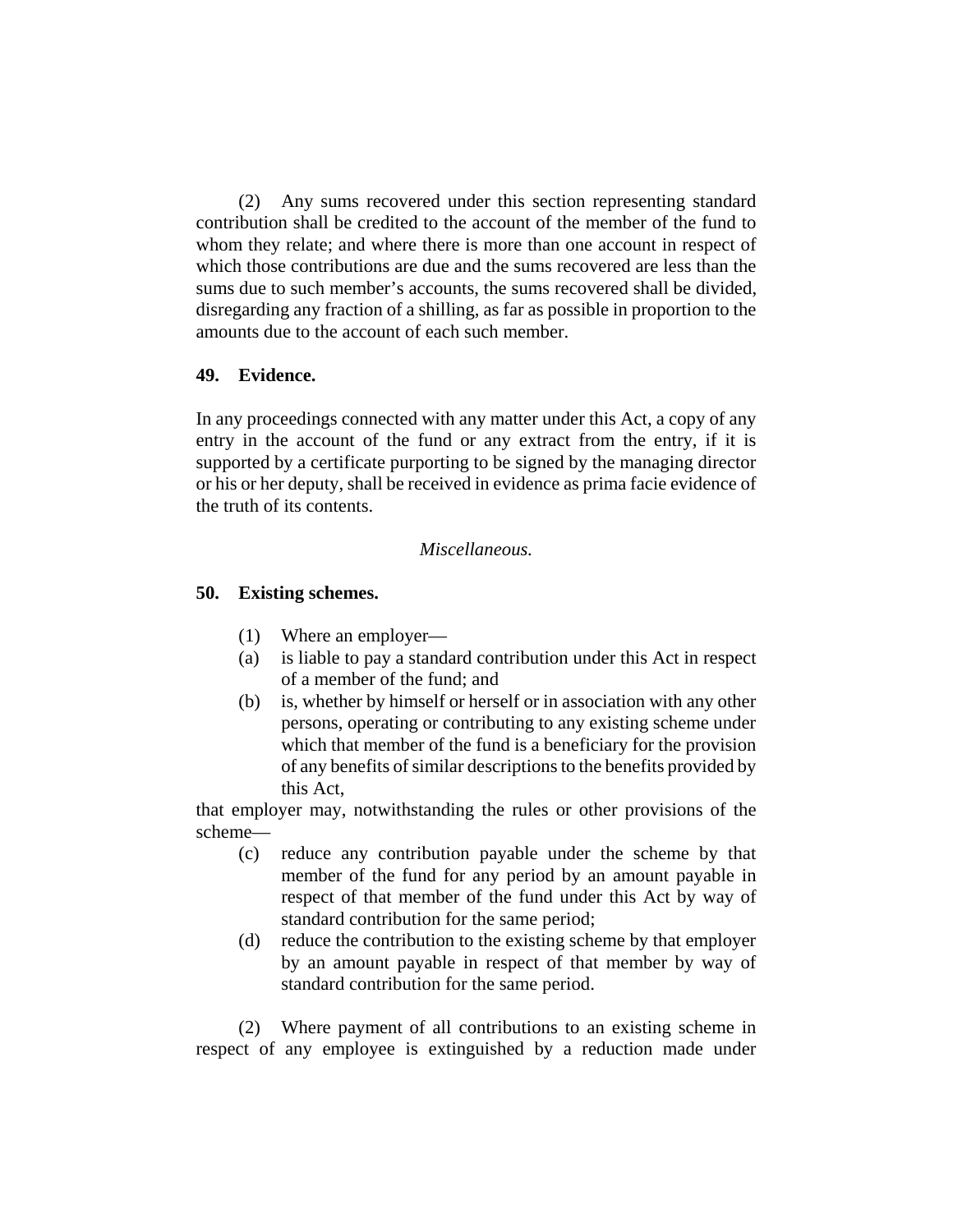(2) Any sums recovered under this section representing standard contribution shall be credited to the account of the member of the fund to whom they relate; and where there is more than one account in respect of which those contributions are due and the sums recovered are less than the sums due to such member's accounts, the sums recovered shall be divided, disregarding any fraction of a shilling, as far as possible in proportion to the amounts due to the account of each such member.

**49. Evidence.**

In any proceedings connected with any matter under this Act, a copy of any entry in the account of the fund or any extract from the entry, if it is supported by a certificate purporting to be signed by the managing director or his or her deputy, shall be received in evidence as prima facie evidence of the truth of its contents.

*Miscellaneous.*

**50. Existing schemes.**

(1) Where an employer—

(a) is liable to pay a standard contribution under this Act in respect of a member of the fund; and

(b) is, whether by himself or herself or in association with any other persons, operating or contributing to any existing scheme under which that member of the fund is a beneficiary for the provision of any benefits of similar descriptions to the benefits provided by this Act,

that employer may, notwithstanding the rules or other provisions of the scheme—

(c) reduce any contribution payable under the scheme by that member of the fund for any period by an amount payable in respect of that member of the fund under this Act by way of standard contribution for the same period;

(d) reduce the contribution to the existing scheme by that employer by an amount payable in respect of that member by way of standard contribution for the same period.

(2) Where payment of all contributions to an existing scheme in respect of any employee is extinguished by a reduction made under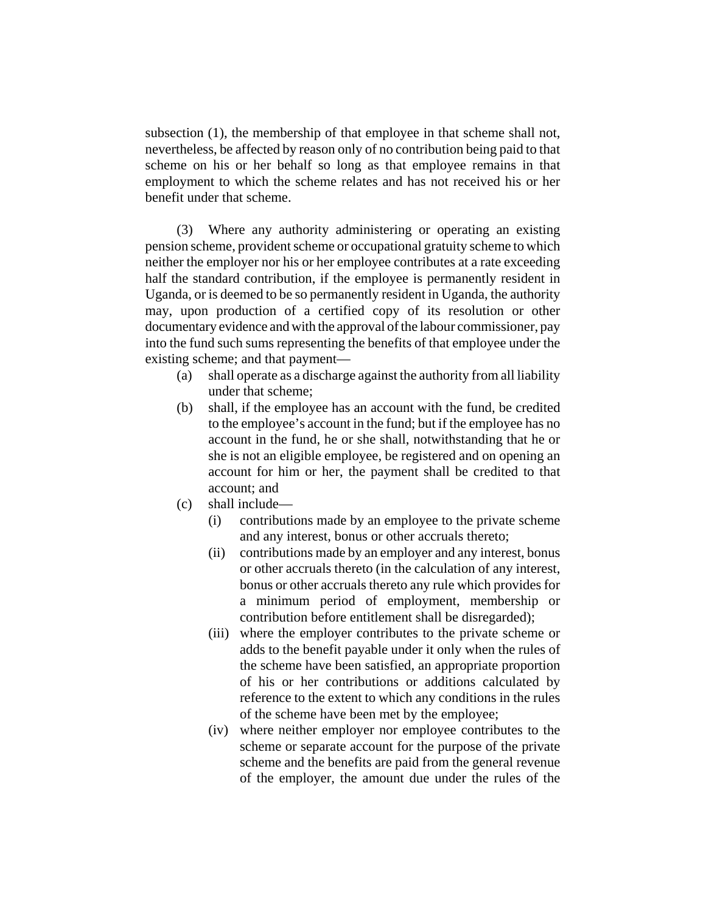subsection (1), the membership of that employee in that scheme shall not, nevertheless, be affected by reason only of no contribution being paid to that scheme on his or her behalf so long as that employee remains in that employment to which the scheme relates and has not received his or her benefit under that scheme.

(3) Where any authority administering or operating an existing pension scheme, provident scheme or occupational gratuity scheme to which neither the employer nor his or her employee contributes at a rate exceeding half the standard contribution, if the employee is permanently resident in Uganda, or is deemed to be so permanently resident in Uganda, the authority may, upon production of a certified copy of its resolution or other documentary evidence and with the approval of the labour commissioner, pay into the fund such sums representing the benefits of that employee under the existing scheme; and that payment—

- (a) shall operate as a discharge against the authority from all liability under that scheme;
- (b) shall, if the employee has an account with the fund, be credited to the employee's account in the fund; but if the employee has no account in the fund, he or she shall, notwithstanding that he or she is not an eligible employee, be registered and on opening an account for him or her, the payment shall be credited to that account; and
- (c) shall include—
  - (i) contributions made by an employee to the private scheme and any interest, bonus or other accruals thereto;
  - (ii) contributions made by an employer and any interest, bonus or other accruals thereto (in the calculation of any interest, bonus or other accruals thereto any rule which provides for a minimum period of employment, membership or contribution before entitlement shall be disregarded);
  - (iii) where the employer contributes to the private scheme or adds to the benefit payable under it only when the rules of the scheme have been satisfied, an appropriate proportion of his or her contributions or additions calculated by reference to the extent to which any conditions in the rules of the scheme have been met by the employee;
  - (iv) where neither employer nor employee contributes to the scheme or separate account for the purpose of the private scheme and the benefits are paid from the general revenue of the employer, the amount due under the rules of the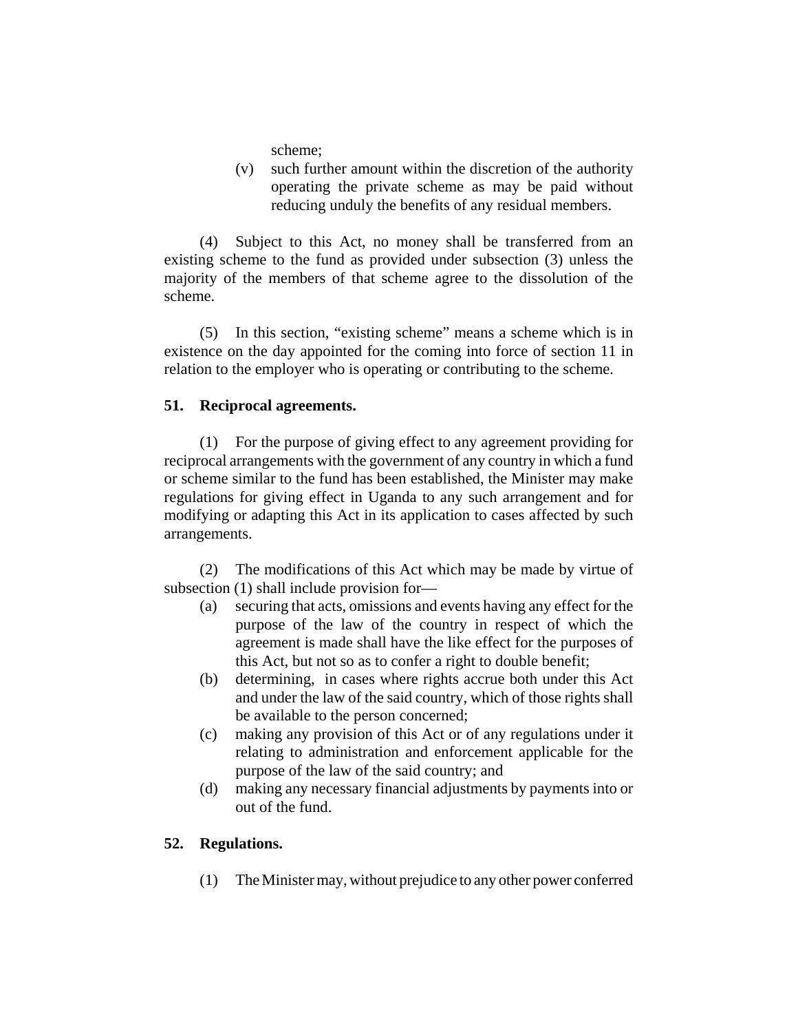scheme;

(v) such further amount within the discretion of the authority operating the private scheme as may be paid without reducing unduly the benefits of any residual members.

(4) Subject to this Act, no money shall be transferred from an existing scheme to the fund as provided under subsection (3) unless the majority of the members of that scheme agree to the dissolution of the scheme.

(5) In this section, "existing scheme" means a scheme which is in existence on the day appointed for the coming into force of section 11 in relation to the employer who is operating or contributing to the scheme.

**51. Reciprocal agreements.**

(1) For the purpose of giving effect to any agreement providing for reciprocal arrangements with the government of any country in which a fund or scheme similar to the fund has been established, the Minister may make regulations for giving effect in Uganda to any such arrangement and for modifying or adapting this Act in its application to cases affected by such arrangements.

(2) The modifications of this Act which may be made by virtue of subsection (1) shall include provision for—

(a) securing that acts, omissions and events having any effect for the purpose of the law of the country in respect of which the agreement is made shall have the like effect for the purposes of this Act, but not so as to confer a right to double benefit;

(b) determining, in cases where rights accrue both under this Act and under the law of the said country, which of those rights shall be available to the person concerned;

(c) making any provision of this Act or of any regulations under it relating to administration and enforcement applicable for the purpose of the law of the said country; and

(d) making any necessary financial adjustments by payments into or out of the fund.

**52. Regulations.**

(1) The Minister may, without prejudice to any other power conferred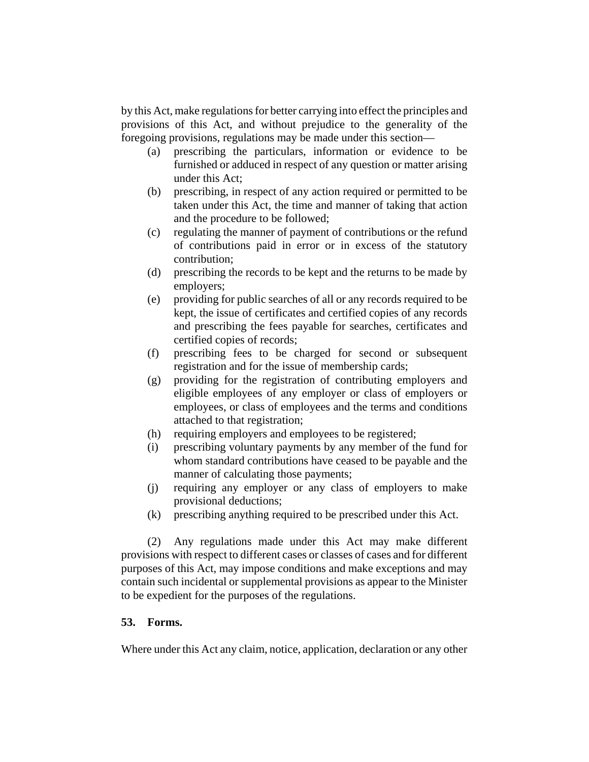by this Act, make regulations for better carrying into effect the principles and provisions of this Act, and without prejudice to the generality of the foregoing provisions, regulations may be made under this section—

(a) prescribing the particulars, information or evidence to be furnished or adduced in respect of any question or matter arising under this Act;

(b) prescribing, in respect of any action required or permitted to be taken under this Act, the time and manner of taking that action and the procedure to be followed;

(c) regulating the manner of payment of contributions or the refund of contributions paid in error or in excess of the statutory contribution;

(d) prescribing the records to be kept and the returns to be made by employers;

(e) providing for public searches of all or any records required to be kept, the issue of certificates and certified copies of any records and prescribing the fees payable for searches, certificates and certified copies of records;

(f) prescribing fees to be charged for second or subsequent registration and for the issue of membership cards;

(g) providing for the registration of contributing employers and eligible employees of any employer or class of employers or employees, or class of employees and the terms and conditions attached to that registration;

(h) requiring employers and employees to be registered;

(i) prescribing voluntary payments by any member of the fund for whom standard contributions have ceased to be payable and the manner of calculating those payments;

(j) requiring any employer or any class of employers to make provisional deductions;

(k) prescribing anything required to be prescribed under this Act.

(2) Any regulations made under this Act may make different provisions with respect to different cases or classes of cases and for different purposes of this Act, may impose conditions and make exceptions and may contain such incidental or supplemental provisions as appear to the Minister to be expedient for the purposes of the regulations.

**53. Forms.**

Where under this Act any claim, notice, application, declaration or any other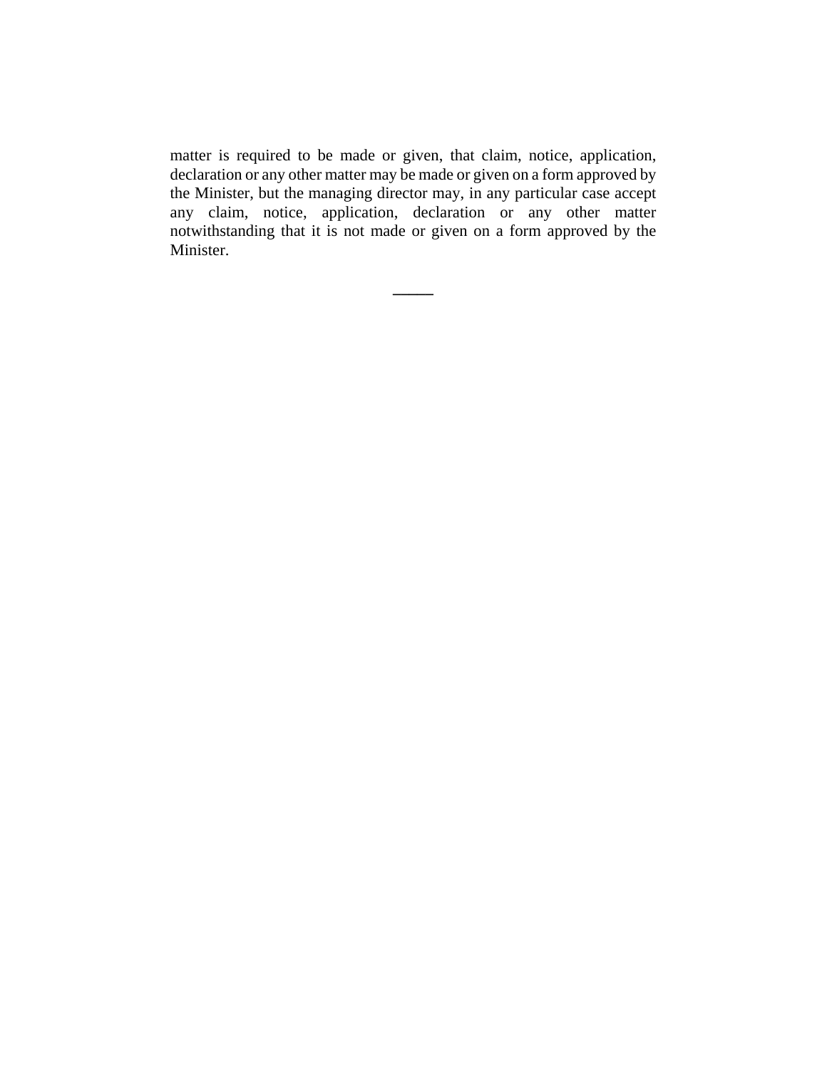matter is required to be made or given, that claim, notice, application, declaration or any other matter may be made or given on a form approved by the Minister, but the managing director may, in any particular case accept any claim, notice, application, declaration or any other matter notwithstanding that it is not made or given on a form approved by the Minister.

---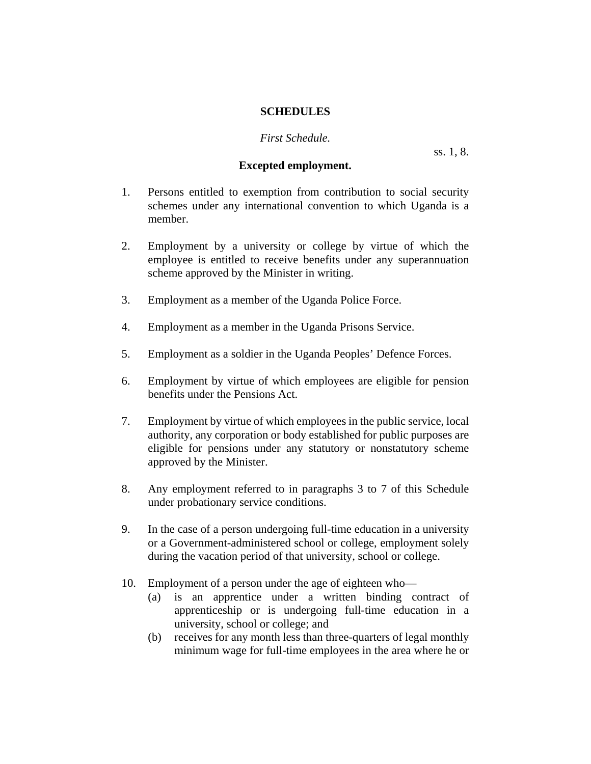## SCHEDULES

*First Schedule.*

ss. 1, 8.

**Excepted employment.**

1. Persons entitled to exemption from contribution to social security schemes under any international convention to which Uganda is a member.

2. Employment by a university or college by virtue of which the employee is entitled to receive benefits under any superannuation scheme approved by the Minister in writing.

3. Employment as a member of the Uganda Police Force.

4. Employment as a member in the Uganda Prisons Service.

5. Employment as a soldier in the Uganda Peoples' Defence Forces.

6. Employment by virtue of which employees are eligible for pension benefits under the Pensions Act.

7. Employment by virtue of which employees in the public service, local authority, any corporation or body established for public purposes are eligible for pensions under any statutory or nonstatutory scheme approved by the Minister.

8. Any employment referred to in paragraphs 3 to 7 of this Schedule under probationary service conditions.

9. In the case of a person undergoing full-time education in a university or a Government-administered school or college, employment solely during the vacation period of that university, school or college.

10. Employment of a person under the age of eighteen who—
    (a) is an apprentice under a written binding contract of apprenticeship or is undergoing full-time education in a university, school or college; and
    (b) receives for any month less than three-quarters of legal monthly minimum wage for full-time employees in the area where he or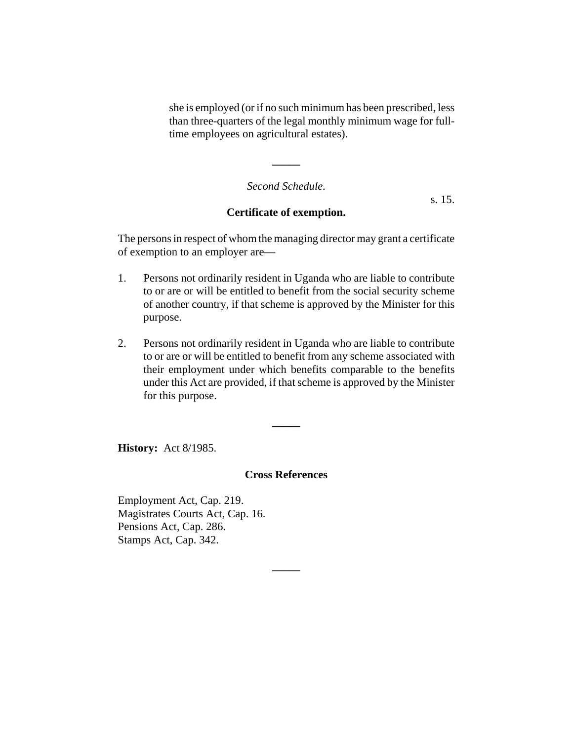she is employed (or if no such minimum has been prescribed, less than three-quarters of the legal monthly minimum wage for full-time employees on agricultural estates).

---

*Second Schedule.*

s. 15.

**Certificate of exemption.**

The persons in respect of whom the managing director may grant a certificate of exemption to an employer are—

1. Persons not ordinarily resident in Uganda who are liable to contribute to or are or will be entitled to benefit from the social security scheme of another country, if that scheme is approved by the Minister for this purpose.

2. Persons not ordinarily resident in Uganda who are liable to contribute to or are or will be entitled to benefit from any scheme associated with their employment under which benefits comparable to the benefits under this Act are provided, if that scheme is approved by the Minister for this purpose.

---

**History:** Act 8/1985.

**Cross References**

Employment Act, Cap. 219.
Magistrates Courts Act, Cap. 16.
Pensions Act, Cap. 286.
Stamps Act, Cap. 342.

---